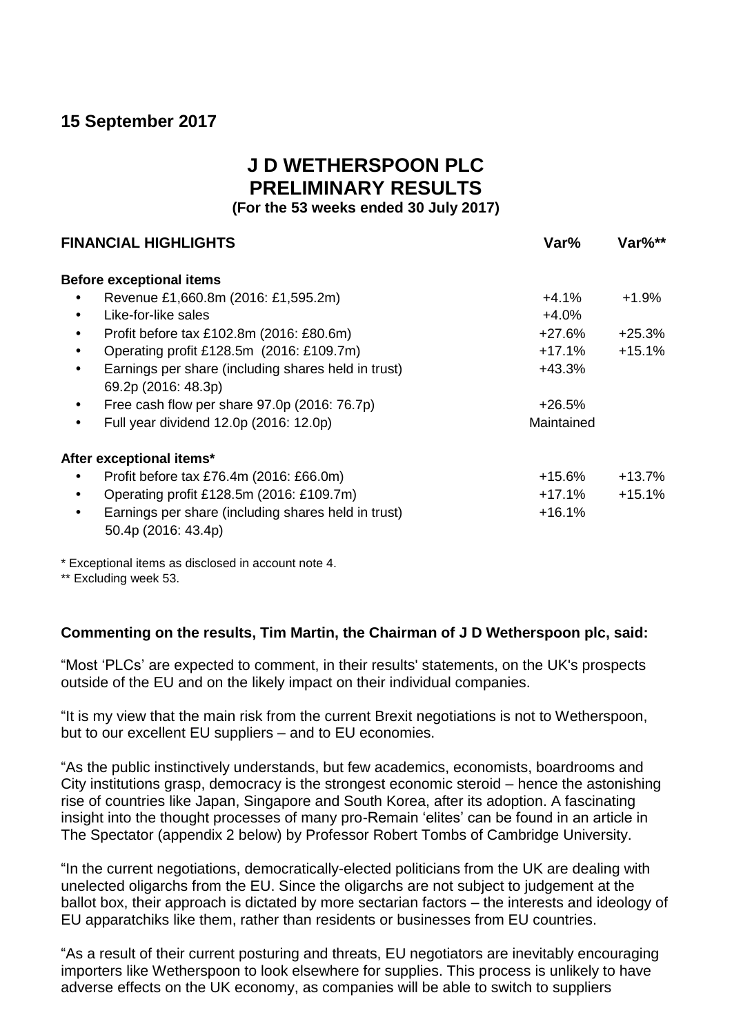**15 September 2017**

# J D WETHERSPOON PLC
# PRELIMINARY RESULTS

**(For the 53 weeks ended 30 July 2017)**

| FINANCIAL HIGHLIGHTS | Var% | Var%** |
|---|---|---|
| **Before exceptional items** | | |
| • Revenue £1,660.8m (2016: £1,595.2m) | +4.1% | +1.9% |
| • Like-for-like sales | +4.0% | |
| • Profit before tax £102.8m (2016: £80.6m) | +27.6% | +25.3% |
| • Operating profit £128.5m (2016: £109.7m) | +17.1% | +15.1% |
| • Earnings per share (including shares held in trust) 69.2p (2016: 48.3p) | +43.3% | |
| • Free cash flow per share 97.0p (2016: 76.7p) | +26.5% | |
| • Full year dividend 12.0p (2016: 12.0p) | Maintained | |
| **After exceptional items*** | | |
| • Profit before tax £76.4m (2016: £66.0m) | +15.6% | +13.7% |
| • Operating profit £128.5m (2016: £109.7m) | +17.1% | +15.1% |
| • Earnings per share (including shares held in trust) 50.4p (2016: 43.4p) | +16.1% | |

\* Exceptional items as disclosed in account note 4.

\*\* Excluding week 53.

**Commenting on the results, Tim Martin, the Chairman of J D Wetherspoon plc, said:**

"Most 'PLCs' are expected to comment, in their results' statements, on the UK's prospects outside of the EU and on the likely impact on their individual companies.

"It is my view that the main risk from the current Brexit negotiations is not to Wetherspoon, but to our excellent EU suppliers – and to EU economies.

"As the public instinctively understands, but few academics, economists, boardrooms and City institutions grasp, democracy is the strongest economic steroid – hence the astonishing rise of countries like Japan, Singapore and South Korea, after its adoption. A fascinating insight into the thought processes of many pro-Remain 'elites' can be found in an article in The Spectator (appendix 2 below) by Professor Robert Tombs of Cambridge University.

"In the current negotiations, democratically-elected politicians from the UK are dealing with unelected oligarchs from the EU. Since the oligarchs are not subject to judgement at the ballot box, their approach is dictated by more sectarian factors – the interests and ideology of EU apparatchiks like them, rather than residents or businesses from EU countries.

"As a result of their current posturing and threats, EU negotiators are inevitably encouraging importers like Wetherspoon to look elsewhere for supplies. This process is unlikely to have adverse effects on the UK economy, as companies will be able to switch to suppliers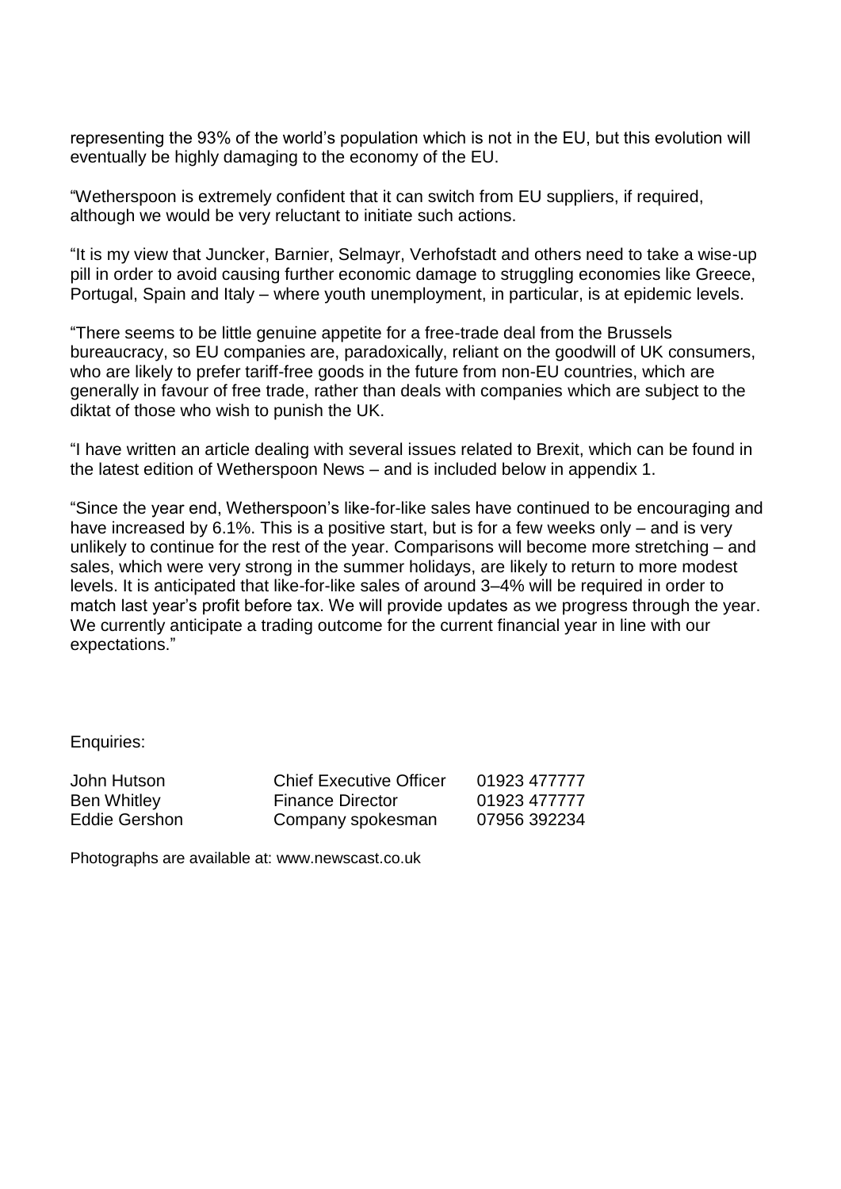representing the 93% of the world's population which is not in the EU, but this evolution will eventually be highly damaging to the economy of the EU.

"Wetherspoon is extremely confident that it can switch from EU suppliers, if required, although we would be very reluctant to initiate such actions.

"It is my view that Juncker, Barnier, Selmayr, Verhofstadt and others need to take a wise-up pill in order to avoid causing further economic damage to struggling economies like Greece, Portugal, Spain and Italy – where youth unemployment, in particular, is at epidemic levels.

"There seems to be little genuine appetite for a free-trade deal from the Brussels bureaucracy, so EU companies are, paradoxically, reliant on the goodwill of UK consumers, who are likely to prefer tariff-free goods in the future from non-EU countries, which are generally in favour of free trade, rather than deals with companies which are subject to the diktat of those who wish to punish the UK.

"I have written an article dealing with several issues related to Brexit, which can be found in the latest edition of Wetherspoon News – and is included below in appendix 1.

"Since the year end, Wetherspoon's like-for-like sales have continued to be encouraging and have increased by 6.1%. This is a positive start, but is for a few weeks only – and is very unlikely to continue for the rest of the year. Comparisons will become more stretching – and sales, which were very strong in the summer holidays, are likely to return to more modest levels. It is anticipated that like-for-like sales of around 3–4% will be required in order to match last year's profit before tax. We will provide updates as we progress through the year. We currently anticipate a trading outcome for the current financial year in line with our expectations."

Enquiries:

| | | |
|---|---|---|
| John Hutson | Chief Executive Officer | 01923 477777 |
| Ben Whitley | Finance Director | 01923 477777 |
| Eddie Gershon | Company spokesman | 07956 392234 |

Photographs are available at: www.newscast.co.uk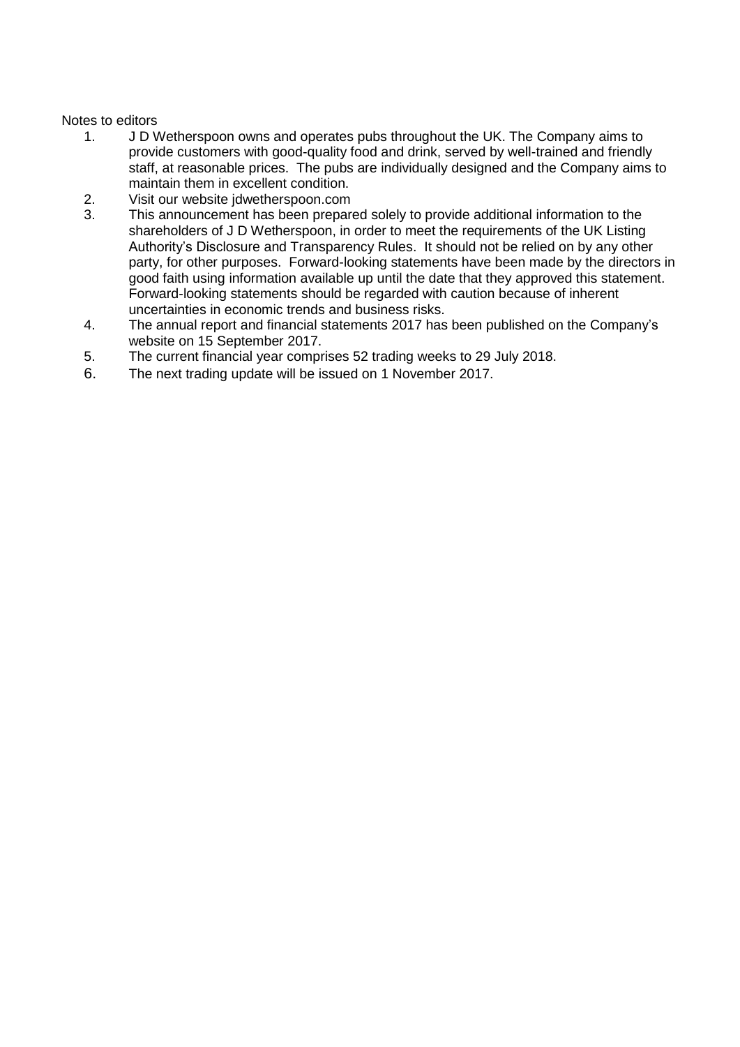Notes to editors

1. J D Wetherspoon owns and operates pubs throughout the UK. The Company aims to provide customers with good-quality food and drink, served by well-trained and friendly staff, at reasonable prices. The pubs are individually designed and the Company aims to maintain them in excellent condition.
2. Visit our website jdwetherspoon.com
3. This announcement has been prepared solely to provide additional information to the shareholders of J D Wetherspoon, in order to meet the requirements of the UK Listing Authority's Disclosure and Transparency Rules. It should not be relied on by any other party, for other purposes. Forward-looking statements have been made by the directors in good faith using information available up until the date that they approved this statement. Forward-looking statements should be regarded with caution because of inherent uncertainties in economic trends and business risks.
4. The annual report and financial statements 2017 has been published on the Company's website on 15 September 2017.
5. The current financial year comprises 52 trading weeks to 29 July 2018.
6. The next trading update will be issued on 1 November 2017.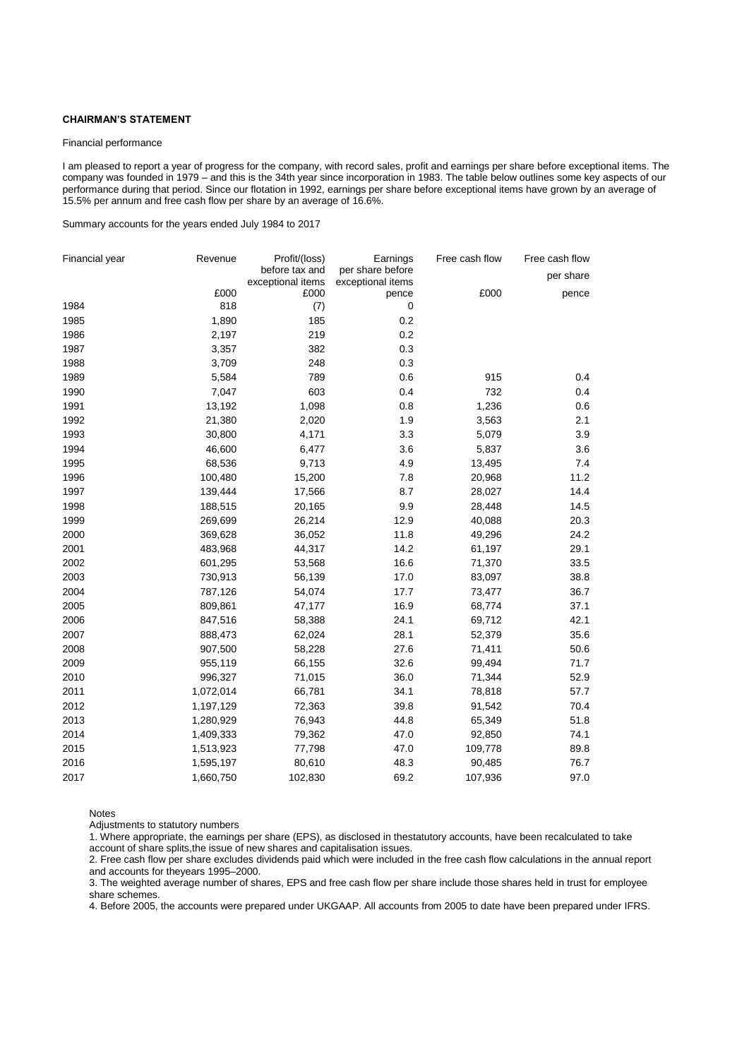**CHAIRMAN'S STATEMENT**

Financial performance

I am pleased to report a year of progress for the company, with record sales, profit and earnings per share before exceptional items. The company was founded in 1979 – and this is the 34th year since incorporation in 1983. The table below outlines some key aspects of our performance during that period. Since our flotation in 1992, earnings per share before exceptional items have grown by an average of 15.5% per annum and free cash flow per share by an average of 16.6%.

Summary accounts for the years ended July 1984 to 2017

| Financial year | Revenue | Profit/(loss) before tax and exceptional items | Earnings per share before exceptional items | Free cash flow | Free cash flow per share |
|---|---|---|---|---|---|
| | £000 | £000 | pence | £000 | pence |
| 1984 | 818 | (7) | 0 | | |
| 1985 | 1,890 | 185 | 0.2 | | |
| 1986 | 2,197 | 219 | 0.2 | | |
| 1987 | 3,357 | 382 | 0.3 | | |
| 1988 | 3,709 | 248 | 0.3 | | |
| 1989 | 5,584 | 789 | 0.6 | 915 | 0.4 |
| 1990 | 7,047 | 603 | 0.4 | 732 | 0.4 |
| 1991 | 13,192 | 1,098 | 0.8 | 1,236 | 0.6 |
| 1992 | 21,380 | 2,020 | 1.9 | 3,563 | 2.1 |
| 1993 | 30,800 | 4,171 | 3.3 | 5,079 | 3.9 |
| 1994 | 46,600 | 6,477 | 3.6 | 5,837 | 3.6 |
| 1995 | 68,536 | 9,713 | 4.9 | 13,495 | 7.4 |
| 1996 | 100,480 | 15,200 | 7.8 | 20,968 | 11.2 |
| 1997 | 139,444 | 17,566 | 8.7 | 28,027 | 14.4 |
| 1998 | 188,515 | 20,165 | 9.9 | 28,448 | 14.5 |
| 1999 | 269,699 | 26,214 | 12.9 | 40,088 | 20.3 |
| 2000 | 369,628 | 36,052 | 11.8 | 49,296 | 24.2 |
| 2001 | 483,968 | 44,317 | 14.2 | 61,197 | 29.1 |
| 2002 | 601,295 | 53,568 | 16.6 | 71,370 | 33.5 |
| 2003 | 730,913 | 56,139 | 17.0 | 83,097 | 38.8 |
| 2004 | 787,126 | 54,074 | 17.7 | 73,477 | 36.7 |
| 2005 | 809,861 | 47,177 | 16.9 | 68,774 | 37.1 |
| 2006 | 847,516 | 58,388 | 24.1 | 69,712 | 42.1 |
| 2007 | 888,473 | 62,024 | 28.1 | 52,379 | 35.6 |
| 2008 | 907,500 | 58,228 | 27.6 | 71,411 | 50.6 |
| 2009 | 955,119 | 66,155 | 32.6 | 99,494 | 71.7 |
| 2010 | 996,327 | 71,015 | 36.0 | 71,344 | 52.9 |
| 2011 | 1,072,014 | 66,781 | 34.1 | 78,818 | 57.7 |
| 2012 | 1,197,129 | 72,363 | 39.8 | 91,542 | 70.4 |
| 2013 | 1,280,929 | 76,943 | 44.8 | 65,349 | 51.8 |
| 2014 | 1,409,333 | 79,362 | 47.0 | 92,850 | 74.1 |
| 2015 | 1,513,923 | 77,798 | 47.0 | 109,778 | 89.8 |
| 2016 | 1,595,197 | 80,610 | 48.3 | 90,485 | 76.7 |
| 2017 | 1,660,750 | 102,830 | 69.2 | 107,936 | 97.0 |

Notes

Adjustments to statutory numbers

1. Where appropriate, the earnings per share (EPS), as disclosed in thestatutory accounts, have been recalculated to take account of share splits,the issue of new shares and capitalisation issues.
2. Free cash flow per share excludes dividends paid which were included in the free cash flow calculations in the annual report and accounts for theyears 1995–2000.
3. The weighted average number of shares, EPS and free cash flow per share include those shares held in trust for employee share schemes.
4. Before 2005, the accounts were prepared under UKGAAP. All accounts from 2005 to date have been prepared under IFRS.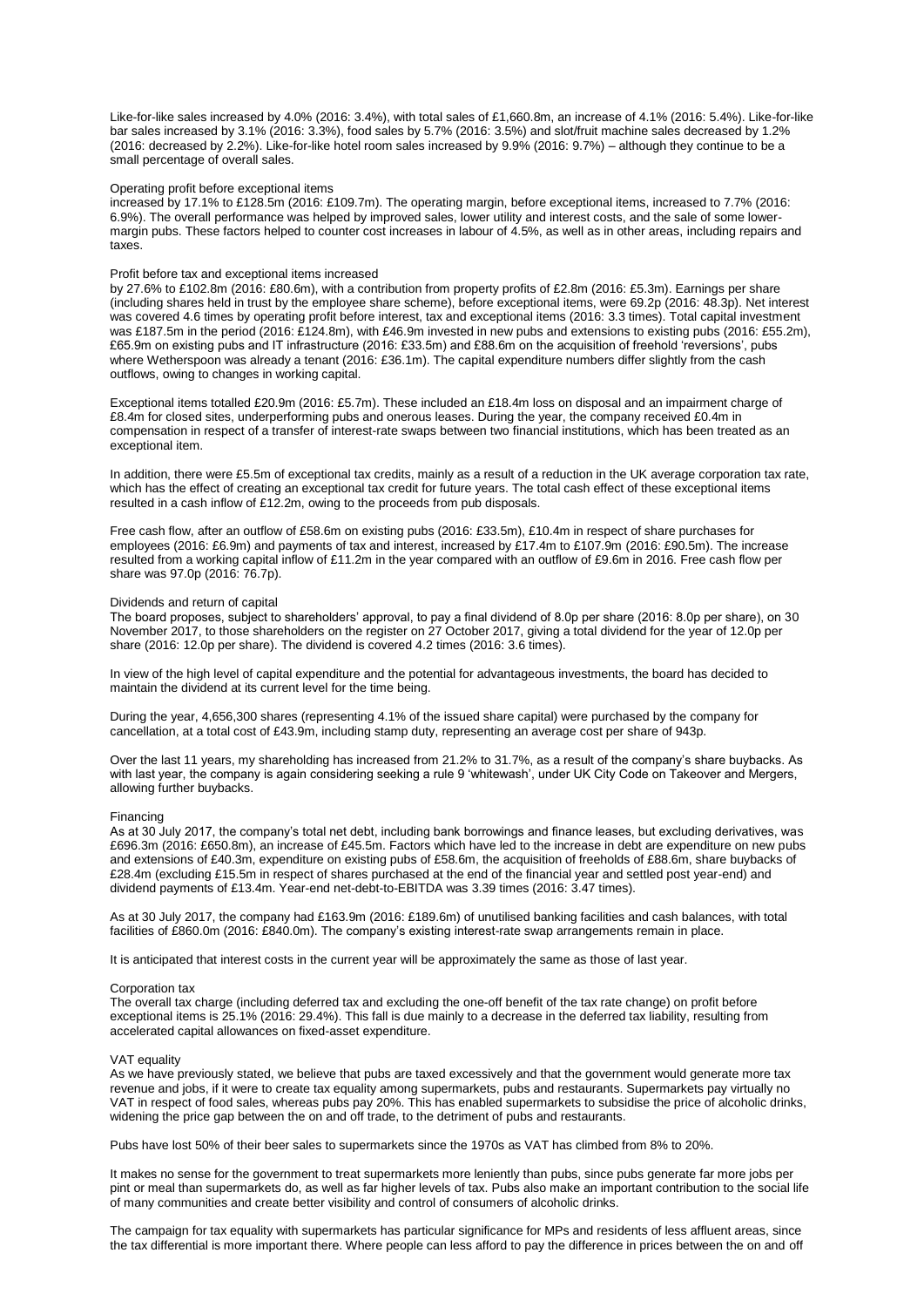Like-for-like sales increased by 4.0% (2016: 3.4%), with total sales of £1,660.8m, an increase of 4.1% (2016: 5.4%). Like-for-like bar sales increased by 3.1% (2016: 3.3%), food sales by 5.7% (2016: 3.5%) and slot/fruit machine sales decreased by 1.2% (2016: decreased by 2.2%). Like-for-like hotel room sales increased by 9.9% (2016: 9.7%) – although they continue to be a small percentage of overall sales.

### Operating profit before exceptional items

increased by 17.1% to £128.5m (2016: £109.7m). The operating margin, before exceptional items, increased to 7.7% (2016: 6.9%). The overall performance was helped by improved sales, lower utility and interest costs, and the sale of some lower-margin pubs. These factors helped to counter cost increases in labour of 4.5%, as well as in other areas, including repairs and taxes.

### Profit before tax and exceptional items increased

by 27.6% to £102.8m (2016: £80.6m), with a contribution from property profits of £2.8m (2016: £5.3m). Earnings per share (including shares held in trust by the employee share scheme), before exceptional items, were 69.2p (2016: 48.3p). Net interest was covered 4.6 times by operating profit before interest, tax and exceptional items (2016: 3.3 times). Total capital investment was £187.5m in the period (2016: £124.8m), with £46.9m invested in new pubs and extensions to existing pubs (2016: £55.2m), £65.9m on existing pubs and IT infrastructure (2016: £33.5m) and £88.6m on the acquisition of freehold 'reversions', pubs where Wetherspoon was already a tenant (2016: £36.1m). The capital expenditure numbers differ slightly from the cash outflows, owing to changes in working capital.

Exceptional items totalled £20.9m (2016: £5.7m). These included an £18.4m loss on disposal and an impairment charge of £8.4m for closed sites, underperforming pubs and onerous leases. During the year, the company received £0.4m in compensation in respect of a transfer of interest-rate swaps between two financial institutions, which has been treated as an exceptional item.

In addition, there were £5.5m of exceptional tax credits, mainly as a result of a reduction in the UK average corporation tax rate, which has the effect of creating an exceptional tax credit for future years. The total cash effect of these exceptional items resulted in a cash inflow of £12.2m, owing to the proceeds from pub disposals.

Free cash flow, after an outflow of £58.6m on existing pubs (2016: £33.5m), £10.4m in respect of share purchases for employees (2016: £6.9m) and payments of tax and interest, increased by £17.4m to £107.9m (2016: £90.5m). The increase resulted from a working capital inflow of £11.2m in the year compared with an outflow of £9.6m in 2016. Free cash flow per share was 97.0p (2016: 76.7p).

### Dividends and return of capital

The board proposes, subject to shareholders' approval, to pay a final dividend of 8.0p per share (2016: 8.0p per share), on 30 November 2017, to those shareholders on the register on 27 October 2017, giving a total dividend for the year of 12.0p per share (2016: 12.0p per share). The dividend is covered 4.2 times (2016: 3.6 times).

In view of the high level of capital expenditure and the potential for advantageous investments, the board has decided to maintain the dividend at its current level for the time being.

During the year, 4,656,300 shares (representing 4.1% of the issued share capital) were purchased by the company for cancellation, at a total cost of £43.9m, including stamp duty, representing an average cost per share of 943p.

Over the last 11 years, my shareholding has increased from 21.2% to 31.7%, as a result of the company's share buybacks. As with last year, the company is again considering seeking a rule 9 'whitewash', under UK City Code on Takeover and Mergers, allowing further buybacks.

### Financing

As at 30 July 2017, the company's total net debt, including bank borrowings and finance leases, but excluding derivatives, was £696.3m (2016: £650.8m), an increase of £45.5m. Factors which have led to the increase in debt are expenditure on new pubs and extensions of £40.3m, expenditure on existing pubs of £58.6m, the acquisition of freeholds of £88.6m, share buybacks of £28.4m (excluding £15.5m in respect of shares purchased at the end of the financial year and settled post year-end) and dividend payments of £13.4m. Year-end net-debt-to-EBITDA was 3.39 times (2016: 3.47 times).

As at 30 July 2017, the company had £163.9m (2016: £189.6m) of unutilised banking facilities and cash balances, with total facilities of £860.0m (2016: £840.0m). The company's existing interest-rate swap arrangements remain in place.

It is anticipated that interest costs in the current year will be approximately the same as those of last year.

### Corporation tax

The overall tax charge (including deferred tax and excluding the one-off benefit of the tax rate change) on profit before exceptional items is 25.1% (2016: 29.4%). This fall is due mainly to a decrease in the deferred tax liability, resulting from accelerated capital allowances on fixed-asset expenditure.

### VAT equality

As we have previously stated, we believe that pubs are taxed excessively and that the government would generate more tax revenue and jobs, if it were to create tax equality among supermarkets, pubs and restaurants. Supermarkets pay virtually no VAT in respect of food sales, whereas pubs pay 20%. This has enabled supermarkets to subsidise the price of alcoholic drinks, widening the price gap between the on and off trade, to the detriment of pubs and restaurants.

Pubs have lost 50% of their beer sales to supermarkets since the 1970s as VAT has climbed from 8% to 20%.

It makes no sense for the government to treat supermarkets more leniently than pubs, since pubs generate far more jobs per pint or meal than supermarkets do, as well as far higher levels of tax. Pubs also make an important contribution to the social life of many communities and create better visibility and control of consumers of alcoholic drinks.

The campaign for tax equality with supermarkets has particular significance for MPs and residents of less affluent areas, since the tax differential is more important there. Where people can less afford to pay the difference in prices between the on and off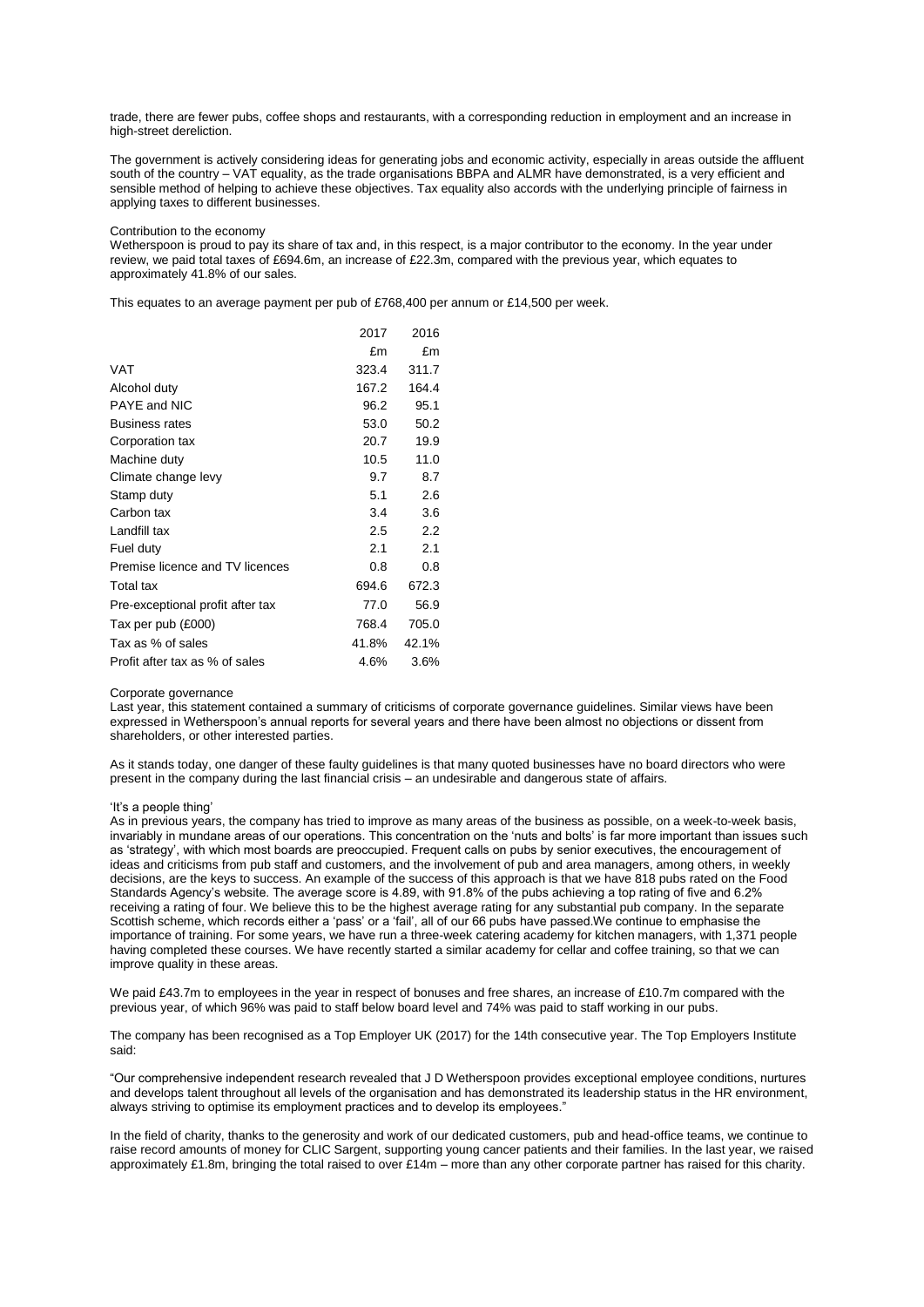trade, there are fewer pubs, coffee shops and restaurants, with a corresponding reduction in employment and an increase in high-street dereliction.

The government is actively considering ideas for generating jobs and economic activity, especially in areas outside the affluent south of the country – VAT equality, as the trade organisations BBPA and ALMR have demonstrated, is a very efficient and sensible method of helping to achieve these objectives. Tax equality also accords with the underlying principle of fairness in applying taxes to different businesses.

## Contribution to the economy

Wetherspoon is proud to pay its share of tax and, in this respect, is a major contributor to the economy. In the year under review, we paid total taxes of £694.6m, an increase of £22.3m, compared with the previous year, which equates to approximately 41.8% of our sales.

This equates to an average payment per pub of £768,400 per annum or £14,500 per week.

| | 2017 | 2016 |
|---|---|---|
| | £m | £m |
| VAT | 323.4 | 311.7 |
| Alcohol duty | 167.2 | 164.4 |
| PAYE and NIC | 96.2 | 95.1 |
| Business rates | 53.0 | 50.2 |
| Corporation tax | 20.7 | 19.9 |
| Machine duty | 10.5 | 11.0 |
| Climate change levy | 9.7 | 8.7 |
| Stamp duty | 5.1 | 2.6 |
| Carbon tax | 3.4 | 3.6 |
| Landfill tax | 2.5 | 2.2 |
| Fuel duty | 2.1 | 2.1 |
| Premise licence and TV licences | 0.8 | 0.8 |
| Total tax | 694.6 | 672.3 |
| Pre-exceptional profit after tax | 77.0 | 56.9 |
| Tax per pub (£000) | 768.4 | 705.0 |
| Tax as % of sales | 41.8% | 42.1% |
| Profit after tax as % of sales | 4.6% | 3.6% |

## Corporate governance

Last year, this statement contained a summary of criticisms of corporate governance guidelines. Similar views have been expressed in Wetherspoon's annual reports for several years and there have been almost no objections or dissent from shareholders, or other interested parties.

As it stands today, one danger of these faulty guidelines is that many quoted businesses have no board directors who were present in the company during the last financial crisis – an undesirable and dangerous state of affairs.

## 'It's a people thing'

As in previous years, the company has tried to improve as many areas of the business as possible, on a week-to-week basis, invariably in mundane areas of our operations. This concentration on the 'nuts and bolts' is far more important than issues such as 'strategy', with which most boards are preoccupied. Frequent calls on pubs by senior executives, the encouragement of ideas and criticisms from pub staff and customers, and the involvement of pub and area managers, among others, in weekly decisions, are the keys to success. An example of the success of this approach is that we have 818 pubs rated on the Food Standards Agency's website. The average score is 4.89, with 91.8% of the pubs achieving a top rating of five and 6.2% receiving a rating of four. We believe this to be the highest average rating for any substantial pub company. In the separate Scottish scheme, which records either a 'pass' or a 'fail', all of our 66 pubs have passed.We continue to emphasise the importance of training. For some years, we have run a three-week catering academy for kitchen managers, with 1,371 people having completed these courses. We have recently started a similar academy for cellar and coffee training, so that we can improve quality in these areas.

We paid £43.7m to employees in the year in respect of bonuses and free shares, an increase of £10.7m compared with the previous year, of which 96% was paid to staff below board level and 74% was paid to staff working in our pubs.

The company has been recognised as a Top Employer UK (2017) for the 14th consecutive year. The Top Employers Institute said:

"Our comprehensive independent research revealed that J D Wetherspoon provides exceptional employee conditions, nurtures and develops talent throughout all levels of the organisation and has demonstrated its leadership status in the HR environment, always striving to optimise its employment practices and to develop its employees."

In the field of charity, thanks to the generosity and work of our dedicated customers, pub and head-office teams, we continue to raise record amounts of money for CLIC Sargent, supporting young cancer patients and their families. In the last year, we raised approximately £1.8m, bringing the total raised to over £14m – more than any other corporate partner has raised for this charity.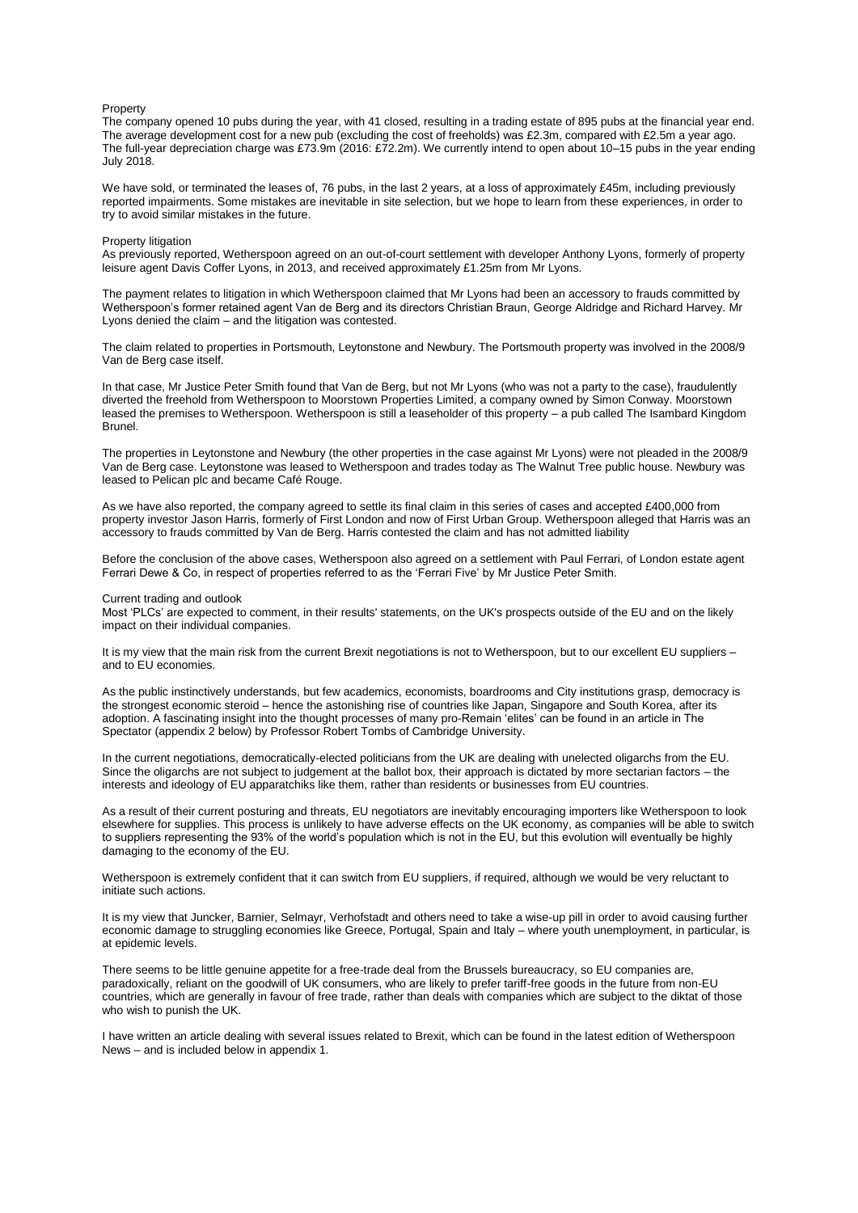## Property

The company opened 10 pubs during the year, with 41 closed, resulting in a trading estate of 895 pubs at the financial year end. The average development cost for a new pub (excluding the cost of freeholds) was £2.3m, compared with £2.5m a year ago. The full-year depreciation charge was £73.9m (2016: £72.2m). We currently intend to open about 10–15 pubs in the year ending July 2018.

We have sold, or terminated the leases of, 76 pubs, in the last 2 years, at a loss of approximately £45m, including previously reported impairments. Some mistakes are inevitable in site selection, but we hope to learn from these experiences, in order to try to avoid similar mistakes in the future.

## Property litigation

As previously reported, Wetherspoon agreed on an out-of-court settlement with developer Anthony Lyons, formerly of property leisure agent Davis Coffer Lyons, in 2013, and received approximately £1.25m from Mr Lyons.

The payment relates to litigation in which Wetherspoon claimed that Mr Lyons had been an accessory to frauds committed by Wetherspoon's former retained agent Van de Berg and its directors Christian Braun, George Aldridge and Richard Harvey. Mr Lyons denied the claim – and the litigation was contested.

The claim related to properties in Portsmouth, Leytonstone and Newbury. The Portsmouth property was involved in the 2008/9 Van de Berg case itself.

In that case, Mr Justice Peter Smith found that Van de Berg, but not Mr Lyons (who was not a party to the case), fraudulently diverted the freehold from Wetherspoon to Moorstown Properties Limited, a company owned by Simon Conway. Moorstown leased the premises to Wetherspoon. Wetherspoon is still a leaseholder of this property – a pub called The Isambard Kingdom Brunel.

The properties in Leytonstone and Newbury (the other properties in the case against Mr Lyons) were not pleaded in the 2008/9 Van de Berg case. Leytonstone was leased to Wetherspoon and trades today as The Walnut Tree public house. Newbury was leased to Pelican plc and became Café Rouge.

As we have also reported, the company agreed to settle its final claim in this series of cases and accepted £400,000 from property investor Jason Harris, formerly of First London and now of First Urban Group. Wetherspoon alleged that Harris was an accessory to frauds committed by Van de Berg. Harris contested the claim and has not admitted liability

Before the conclusion of the above cases, Wetherspoon also agreed on a settlement with Paul Ferrari, of London estate agent Ferrari Dewe & Co, in respect of properties referred to as the 'Ferrari Five' by Mr Justice Peter Smith.

## Current trading and outlook

Most 'PLCs' are expected to comment, in their results' statements, on the UK's prospects outside of the EU and on the likely impact on their individual companies.

It is my view that the main risk from the current Brexit negotiations is not to Wetherspoon, but to our excellent EU suppliers – and to EU economies.

As the public instinctively understands, but few academics, economists, boardrooms and City institutions grasp, democracy is the strongest economic steroid – hence the astonishing rise of countries like Japan, Singapore and South Korea, after its adoption. A fascinating insight into the thought processes of many pro-Remain 'elites' can be found in an article in The Spectator (appendix 2 below) by Professor Robert Tombs of Cambridge University.

In the current negotiations, democratically-elected politicians from the UK are dealing with unelected oligarchs from the EU. Since the oligarchs are not subject to judgement at the ballot box, their approach is dictated by more sectarian factors – the interests and ideology of EU apparatchiks like them, rather than residents or businesses from EU countries.

As a result of their current posturing and threats, EU negotiators are inevitably encouraging importers like Wetherspoon to look elsewhere for supplies. This process is unlikely to have adverse effects on the UK economy, as companies will be able to switch to suppliers representing the 93% of the world's population which is not in the EU, but this evolution will eventually be highly damaging to the economy of the EU.

Wetherspoon is extremely confident that it can switch from EU suppliers, if required, although we would be very reluctant to initiate such actions.

It is my view that Juncker, Barnier, Selmayr, Verhofstadt and others need to take a wise-up pill in order to avoid causing further economic damage to struggling economies like Greece, Portugal, Spain and Italy – where youth unemployment, in particular, is at epidemic levels.

There seems to be little genuine appetite for a free-trade deal from the Brussels bureaucracy, so EU companies are, paradoxically, reliant on the goodwill of UK consumers, who are likely to prefer tariff-free goods in the future from non-EU countries, which are generally in favour of free trade, rather than deals with companies which are subject to the diktat of those who wish to punish the UK.

I have written an article dealing with several issues related to Brexit, which can be found in the latest edition of Wetherspoon News – and is included below in appendix 1.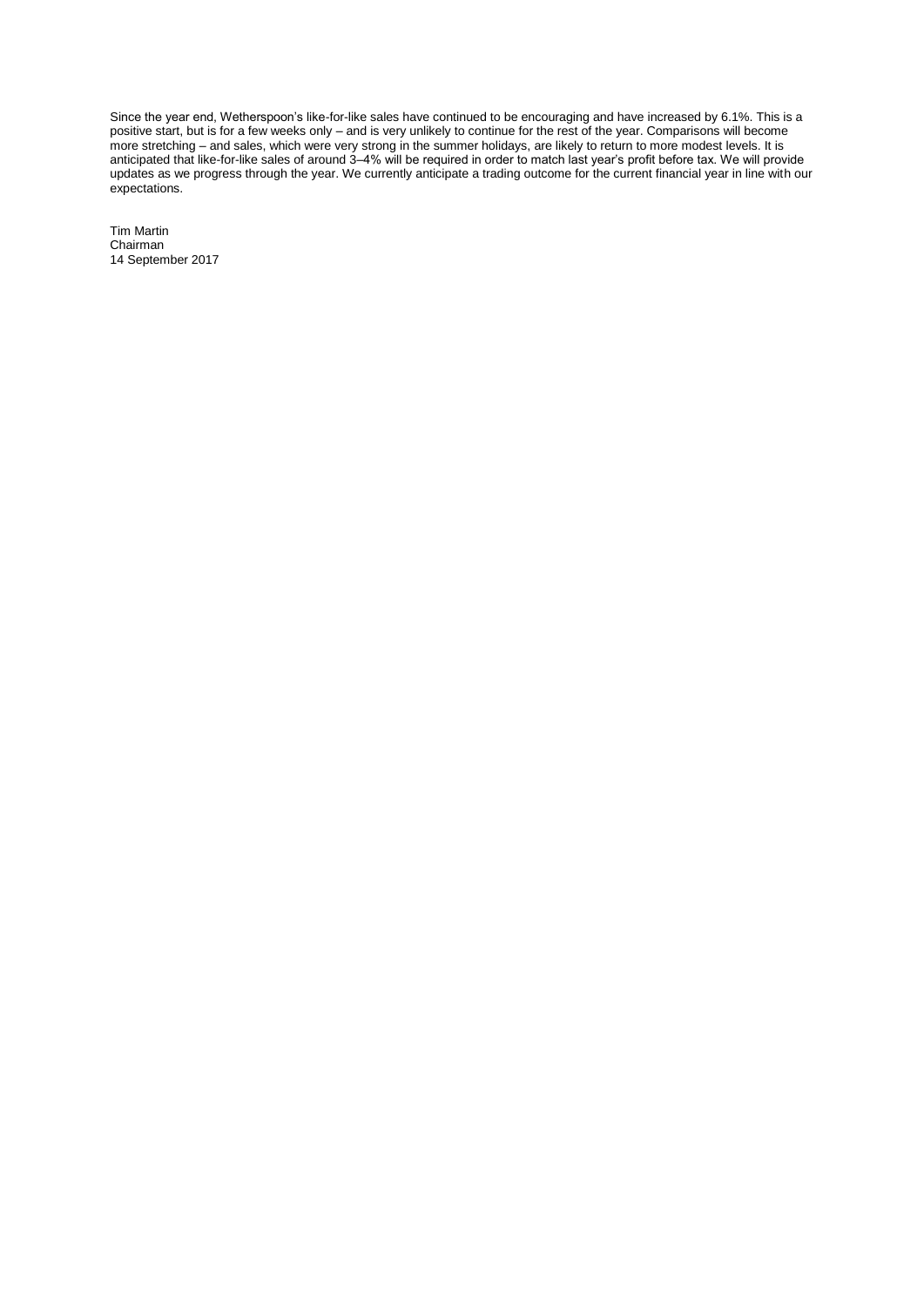Since the year end, Wetherspoon's like-for-like sales have continued to be encouraging and have increased by 6.1%. This is a positive start, but is for a few weeks only – and is very unlikely to continue for the rest of the year. Comparisons will become more stretching – and sales, which were very strong in the summer holidays, are likely to return to more modest levels. It is anticipated that like-for-like sales of around 3–4% will be required in order to match last year's profit before tax. We will provide updates as we progress through the year. We currently anticipate a trading outcome for the current financial year in line with our expectations.

Tim Martin
Chairman
14 September 2017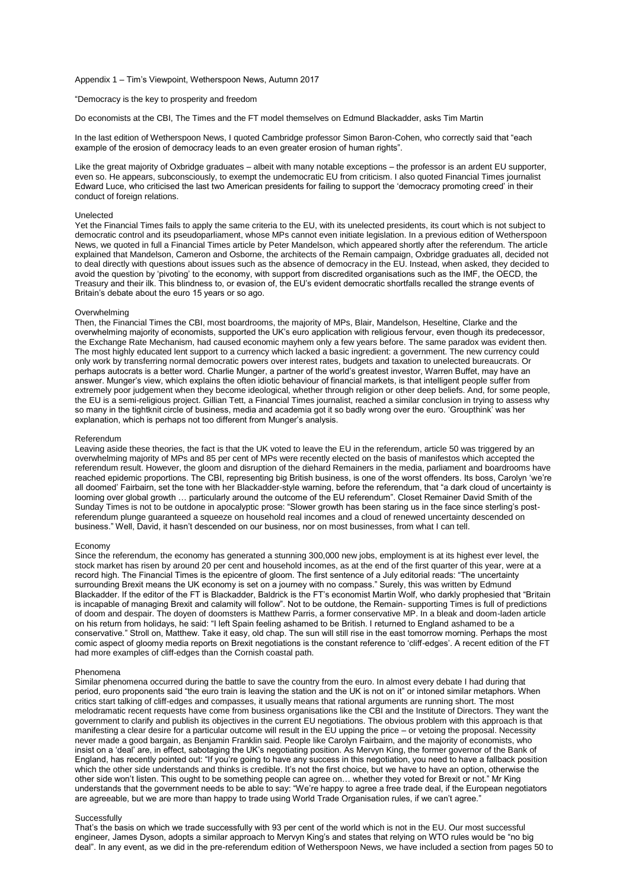Appendix 1 – Tim's Viewpoint, Wetherspoon News, Autumn 2017

"Democracy is the key to prosperity and freedom

Do economists at the CBI, The Times and the FT model themselves on Edmund Blackadder, asks Tim Martin

In the last edition of Wetherspoon News, I quoted Cambridge professor Simon Baron-Cohen, who correctly said that "each example of the erosion of democracy leads to an even greater erosion of human rights".

Like the great majority of Oxbridge graduates – albeit with many notable exceptions – the professor is an ardent EU supporter, even so. He appears, subconsciously, to exempt the undemocratic EU from criticism. I also quoted Financial Times journalist Edward Luce, who criticised the last two American presidents for failing to support the 'democracy promoting creed' in their conduct of foreign relations.

### Unelected

Yet the Financial Times fails to apply the same criteria to the EU, with its unelected presidents, its court which is not subject to democratic control and its pseudoparliament, whose MPs cannot even initiate legislation. In a previous edition of Wetherspoon News, we quoted in full a Financial Times article by Peter Mandelson, which appeared shortly after the referendum. The article explained that Mandelson, Cameron and Osborne, the architects of the Remain campaign, Oxbridge graduates all, decided not to deal directly with questions about issues such as the absence of democracy in the EU. Instead, when asked, they decided to avoid the question by 'pivoting' to the economy, with support from discredited organisations such as the IMF, the OECD, the Treasury and their ilk. This blindness to, or evasion of, the EU's evident democratic shortfalls recalled the strange events of Britain's debate about the euro 15 years or so ago.

### Overwhelming

Then, the Financial Times the CBI, most boardrooms, the majority of MPs, Blair, Mandelson, Heseltine, Clarke and the overwhelming majority of economists, supported the UK's euro application with religious fervour, even though its predecessor, the Exchange Rate Mechanism, had caused economic mayhem only a few years before. The same paradox was evident then. The most highly educated lent support to a currency which lacked a basic ingredient: a government. The new currency could only work by transferring normal democratic powers over interest rates, budgets and taxation to unelected bureaucrats. Or perhaps autocrats is a better word. Charlie Munger, a partner of the world's greatest investor, Warren Buffet, may have an answer. Munger's view, which explains the often idiotic behaviour of financial markets, is that intelligent people suffer from extremely poor judgement when they become ideological, whether through religion or other deep beliefs. And, for some people, the EU is a semi-religious project. Gillian Tett, a Financial Times journalist, reached a similar conclusion in trying to assess why so many in the tightknit circle of business, media and academia got it so badly wrong over the euro. 'Groupthink' was her explanation, which is perhaps not too different from Munger's analysis.

### Referendum

Leaving aside these theories, the fact is that the UK voted to leave the EU in the referendum, article 50 was triggered by an overwhelming majority of MPs and 85 per cent of MPs were recently elected on the basis of manifestos which accepted the referendum result. However, the gloom and disruption of the diehard Remainers in the media, parliament and boardrooms have reached epidemic proportions. The CBI, representing big British business, is one of the worst offenders. Its boss, Carolyn 'we're all doomed' Fairbairn, set the tone with her Blackadder-style warning, before the referendum, that "a dark cloud of uncertainty is looming over global growth … particularly around the outcome of the EU referendum". Closet Remainer David Smith of the Sunday Times is not to be outdone in apocalyptic prose: "Slower growth has been staring us in the face since sterling's post-referendum plunge guaranteed a squeeze on household real incomes and a cloud of renewed uncertainty descended on business." Well, David, it hasn't descended on our business, nor on most businesses, from what I can tell.

### Economy

Since the referendum, the economy has generated a stunning 300,000 new jobs, employment is at its highest ever level, the stock market has risen by around 20 per cent and household incomes, as at the end of the first quarter of this year, were at a record high. The Financial Times is the epicentre of gloom. The first sentence of a July editorial reads: "The uncertainty surrounding Brexit means the UK economy is set on a journey with no compass." Surely, this was written by Edmund Blackadder. If the editor of the FT is Blackadder, Baldrick is the FT's economist Martin Wolf, who darkly prophesied that "Britain is incapable of managing Brexit and calamity will follow". Not to be outdone, the Remain- supporting Times is full of predictions of doom and despair. The doyen of doomsters is Matthew Parris, a former conservative MP. In a bleak and doom-laden article on his return from holidays, he said: "I left Spain feeling ashamed to be British. I returned to England ashamed to be a conservative." Stroll on, Matthew. Take it easy, old chap. The sun will still rise in the east tomorrow morning. Perhaps the most comic aspect of gloomy media reports on Brexit negotiations is the constant reference to 'cliff-edges'. A recent edition of the FT had more examples of cliff-edges than the Cornish coastal path.

### Phenomena

Similar phenomena occurred during the battle to save the country from the euro. In almost every debate I had during that period, euro proponents said "the euro train is leaving the station and the UK is not on it" or intoned similar metaphors. When critics start talking of cliff-edges and compasses, it usually means that rational arguments are running short. The most melodramatic recent requests have come from business organisations like the CBI and the Institute of Directors. They want the government to clarify and publish its objectives in the current EU negotiations. The obvious problem with this approach is that manifesting a clear desire for a particular outcome will result in the EU upping the price – or vetoing the proposal. Necessity never made a good bargain, as Benjamin Franklin said. People like Carolyn Fairbairn, and the majority of economists, who insist on a 'deal' are, in effect, sabotaging the UK's negotiating position. As Mervyn King, the former governor of the Bank of England, has recently pointed out: "If you're going to have any success in this negotiation, you need to have a fallback position which the other side understands and thinks is credible. It's not the first choice, but we have to have an option, otherwise the other side won't listen. This ought to be something people can agree on… whether they voted for Brexit or not." Mr King understands that the government needs to be able to say: "We're happy to agree a free trade deal, if the European negotiators are agreeable, but we are more than happy to trade using World Trade Organisation rules, if we can't agree."

### Successfully

That's the basis on which we trade successfully with 93 per cent of the world which is not in the EU. Our most successful engineer, James Dyson, adopts a similar approach to Mervyn King's and states that relying on WTO rules would be "no big deal". In any event, as we did in the pre-referendum edition of Wetherspoon News, we have included a section from pages 50 to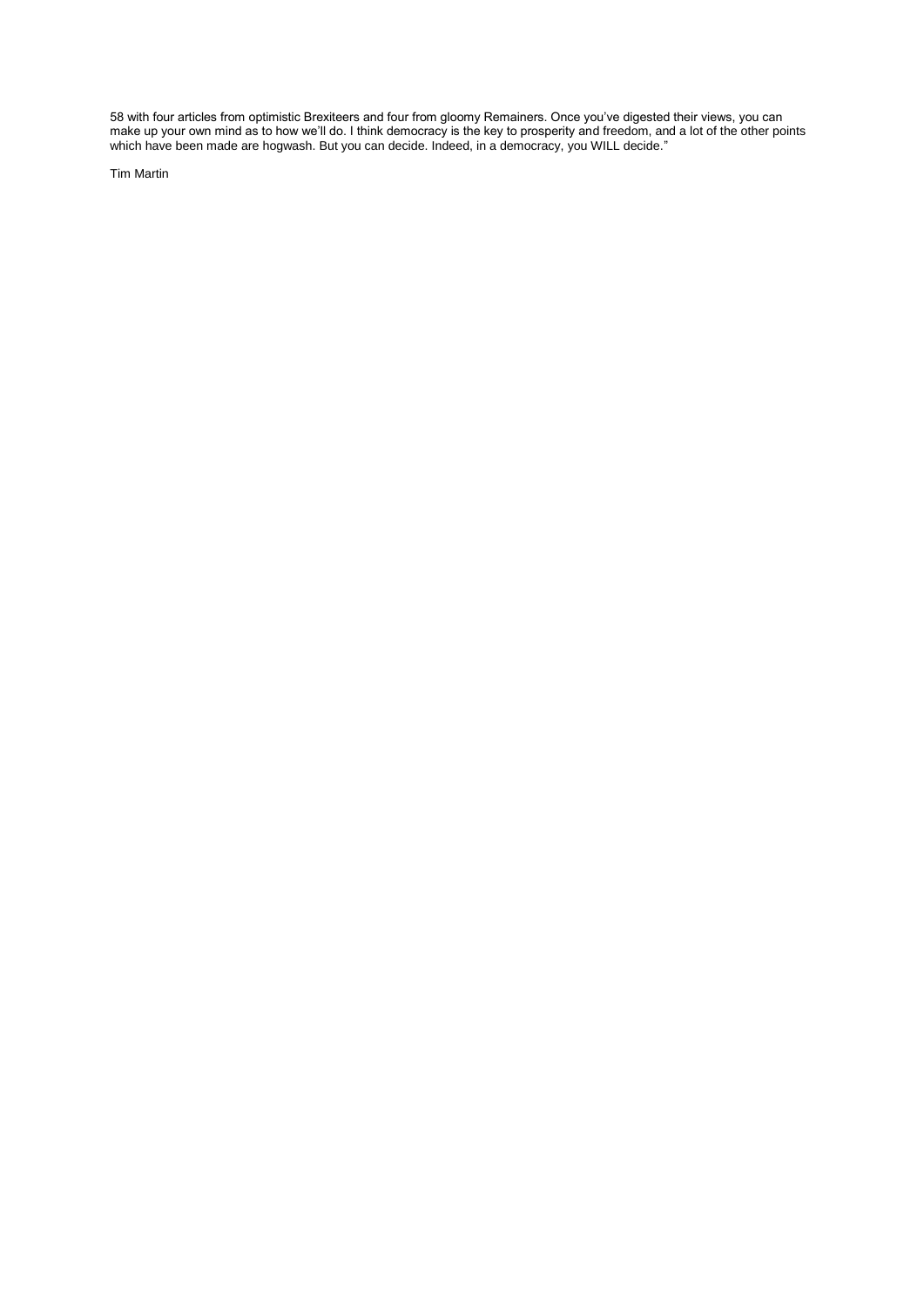58 with four articles from optimistic Brexiteers and four from gloomy Remainers. Once you've digested their views, you can make up your own mind as to how we'll do. I think democracy is the key to prosperity and freedom, and a lot of the other points which have been made are hogwash. But you can decide. Indeed, in a democracy, you WILL decide."

Tim Martin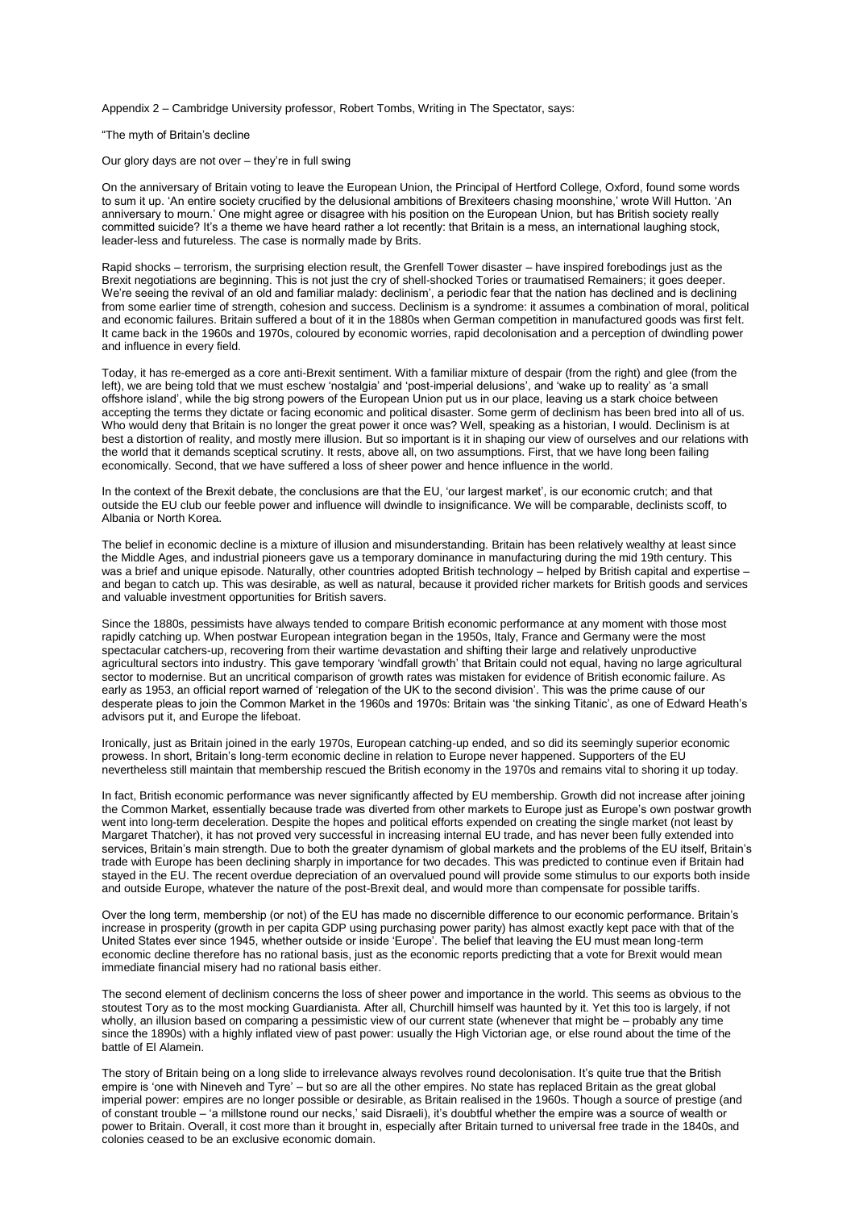Appendix 2 – Cambridge University professor, Robert Tombs, Writing in The Spectator, says:

"The myth of Britain's decline

Our glory days are not over – they're in full swing

On the anniversary of Britain voting to leave the European Union, the Principal of Hertford College, Oxford, found some words to sum it up. 'An entire society crucified by the delusional ambitions of Brexiteers chasing moonshine,' wrote Will Hutton. 'An anniversary to mourn.' One might agree or disagree with his position on the European Union, but has British society really committed suicide? It's a theme we have heard rather a lot recently: that Britain is a mess, an international laughing stock, leader-less and futureless. The case is normally made by Brits.

Rapid shocks – terrorism, the surprising election result, the Grenfell Tower disaster – have inspired forebodings just as the Brexit negotiations are beginning. This is not just the cry of shell-shocked Tories or traumatised Remainers; it goes deeper. We're seeing the revival of an old and familiar malady: declinism', a periodic fear that the nation has declined and is declining from some earlier time of strength, cohesion and success. Declinism is a syndrome: it assumes a combination of moral, political and economic failures. Britain suffered a bout of it in the 1880s when German competition in manufactured goods was first felt. It came back in the 1960s and 1970s, coloured by economic worries, rapid decolonisation and a perception of dwindling power and influence in every field.

Today, it has re-emerged as a core anti-Brexit sentiment. With a familiar mixture of despair (from the right) and glee (from the left), we are being told that we must eschew 'nostalgia' and 'post-imperial delusions', and 'wake up to reality' as 'a small offshore island', while the big strong powers of the European Union put us in our place, leaving us a stark choice between accepting the terms they dictate or facing economic and political disaster. Some germ of declinism has been bred into all of us. Who would deny that Britain is no longer the great power it once was? Well, speaking as a historian, I would. Declinism is at best a distortion of reality, and mostly mere illusion. But so important is it in shaping our view of ourselves and our relations with the world that it demands sceptical scrutiny. It rests, above all, on two assumptions. First, that we have long been failing economically. Second, that we have suffered a loss of sheer power and hence influence in the world.

In the context of the Brexit debate, the conclusions are that the EU, 'our largest market', is our economic crutch; and that outside the EU club our feeble power and influence will dwindle to insignificance. We will be comparable, declinists scoff, to Albania or North Korea.

The belief in economic decline is a mixture of illusion and misunderstanding. Britain has been relatively wealthy at least since the Middle Ages, and industrial pioneers gave us a temporary dominance in manufacturing during the mid 19th century. This was a brief and unique episode. Naturally, other countries adopted British technology – helped by British capital and expertise – and began to catch up. This was desirable, as well as natural, because it provided richer markets for British goods and services and valuable investment opportunities for British savers.

Since the 1880s, pessimists have always tended to compare British economic performance at any moment with those most rapidly catching up. When postwar European integration began in the 1950s, Italy, France and Germany were the most spectacular catchers-up, recovering from their wartime devastation and shifting their large and relatively unproductive agricultural sectors into industry. This gave temporary 'windfall growth' that Britain could not equal, having no large agricultural sector to modernise. But an uncritical comparison of growth rates was mistaken for evidence of British economic failure. As early as 1953, an official report warned of 'relegation of the UK to the second division'. This was the prime cause of our desperate pleas to join the Common Market in the 1960s and 1970s: Britain was 'the sinking Titanic', as one of Edward Heath's advisors put it, and Europe the lifeboat.

Ironically, just as Britain joined in the early 1970s, European catching-up ended, and so did its seemingly superior economic prowess. In short, Britain's long-term economic decline in relation to Europe never happened. Supporters of the EU nevertheless still maintain that membership rescued the British economy in the 1970s and remains vital to shoring it up today.

In fact, British economic performance was never significantly affected by EU membership. Growth did not increase after joining the Common Market, essentially because trade was diverted from other markets to Europe just as Europe's own postwar growth went into long-term deceleration. Despite the hopes and political efforts expended on creating the single market (not least by Margaret Thatcher), it has not proved very successful in increasing internal EU trade, and has never been fully extended into services, Britain's main strength. Due to both the greater dynamism of global markets and the problems of the EU itself, Britain's trade with Europe has been declining sharply in importance for two decades. This was predicted to continue even if Britain had stayed in the EU. The recent overdue depreciation of an overvalued pound will provide some stimulus to our exports both inside and outside Europe, whatever the nature of the post-Brexit deal, and would more than compensate for possible tariffs.

Over the long term, membership (or not) of the EU has made no discernible difference to our economic performance. Britain's increase in prosperity (growth in per capita GDP using purchasing power parity) has almost exactly kept pace with that of the United States ever since 1945, whether outside or inside 'Europe'. The belief that leaving the EU must mean long-term economic decline therefore has no rational basis, just as the economic reports predicting that a vote for Brexit would mean immediate financial misery had no rational basis either.

The second element of declinism concerns the loss of sheer power and importance in the world. This seems as obvious to the stoutest Tory as to the most mocking Guardianista. After all, Churchill himself was haunted by it. Yet this too is largely, if not wholly, an illusion based on comparing a pessimistic view of our current state (whenever that might be – probably any time since the 1890s) with a highly inflated view of past power: usually the High Victorian age, or else round about the time of the battle of El Alamein.

The story of Britain being on a long slide to irrelevance always revolves round decolonisation. It's quite true that the British empire is 'one with Nineveh and Tyre' – but so are all the other empires. No state has replaced Britain as the great global imperial power: empires are no longer possible or desirable, as Britain realised in the 1960s. Though a source of prestige (and of constant trouble – 'a millstone round our necks,' said Disraeli), it's doubtful whether the empire was a source of wealth or power to Britain. Overall, it cost more than it brought in, especially after Britain turned to universal free trade in the 1840s, and colonies ceased to be an exclusive economic domain.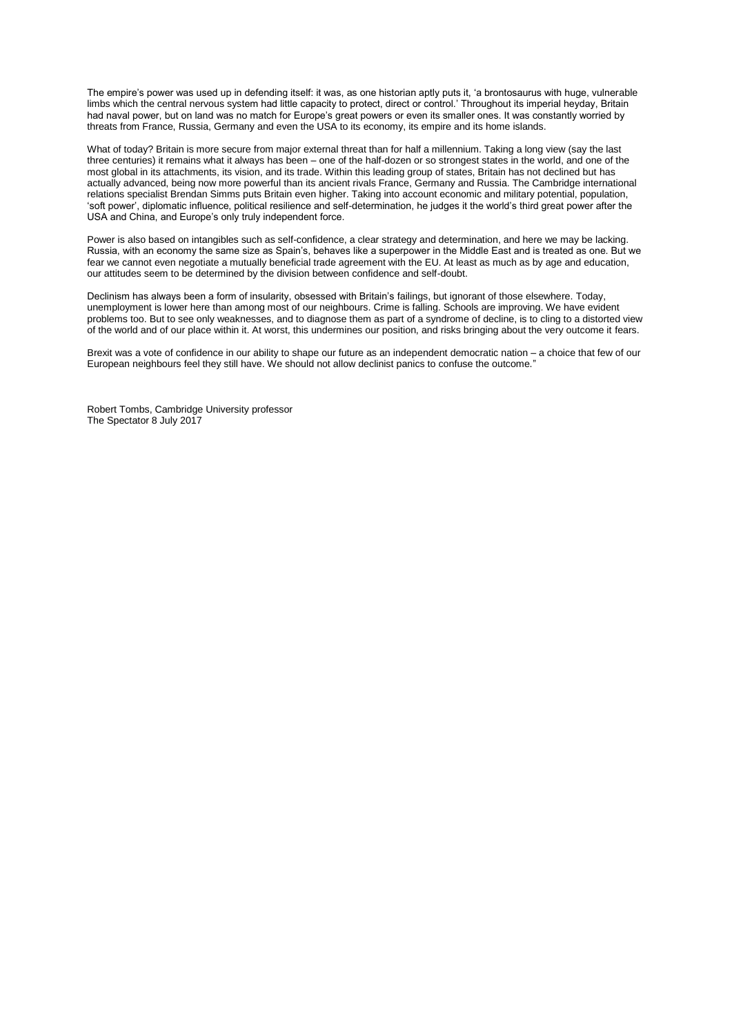The empire's power was used up in defending itself: it was, as one historian aptly puts it, 'a brontosaurus with huge, vulnerable limbs which the central nervous system had little capacity to protect, direct or control.' Throughout its imperial heyday, Britain had naval power, but on land was no match for Europe's great powers or even its smaller ones. It was constantly worried by threats from France, Russia, Germany and even the USA to its economy, its empire and its home islands.

What of today? Britain is more secure from major external threat than for half a millennium. Taking a long view (say the last three centuries) it remains what it always has been – one of the half-dozen or so strongest states in the world, and one of the most global in its attachments, its vision, and its trade. Within this leading group of states, Britain has not declined but has actually advanced, being now more powerful than its ancient rivals France, Germany and Russia. The Cambridge international relations specialist Brendan Simms puts Britain even higher. Taking into account economic and military potential, population, 'soft power', diplomatic influence, political resilience and self-determination, he judges it the world's third great power after the USA and China, and Europe's only truly independent force.

Power is also based on intangibles such as self-confidence, a clear strategy and determination, and here we may be lacking. Russia, with an economy the same size as Spain's, behaves like a superpower in the Middle East and is treated as one. But we fear we cannot even negotiate a mutually beneficial trade agreement with the EU. At least as much as by age and education, our attitudes seem to be determined by the division between confidence and self-doubt.

Declinism has always been a form of insularity, obsessed with Britain's failings, but ignorant of those elsewhere. Today, unemployment is lower here than among most of our neighbours. Crime is falling. Schools are improving. We have evident problems too. But to see only weaknesses, and to diagnose them as part of a syndrome of decline, is to cling to a distorted view of the world and of our place within it. At worst, this undermines our position, and risks bringing about the very outcome it fears.

Brexit was a vote of confidence in our ability to shape our future as an independent democratic nation – a choice that few of our European neighbours feel they still have. We should not allow declinist panics to confuse the outcome."

Robert Tombs, Cambridge University professor
The Spectator 8 July 2017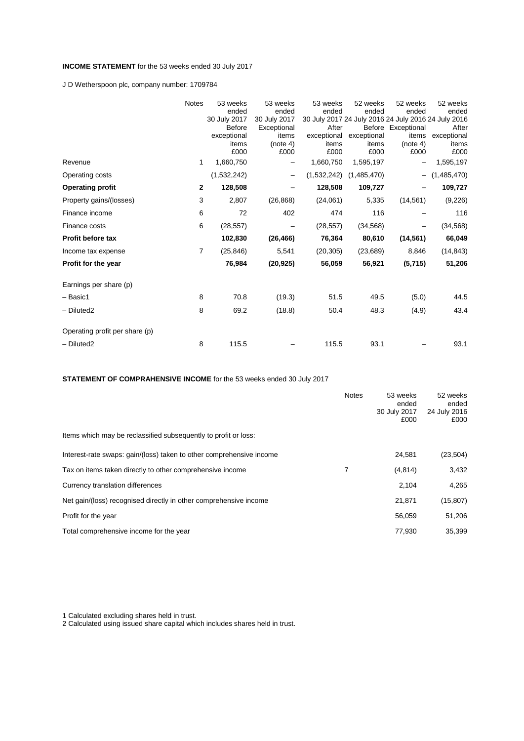**INCOME STATEMENT** for the 53 weeks ended 30 July 2017

J D Wetherspoon plc, company number: 1709784

| | Notes | 53 weeks ended 30 July 2017 Before exceptional items £000 | 53 weeks ended 30 July 2017 Exceptional items (note 4) £000 | 53 weeks ended 30 July 2017 After exceptional items £000 | 52 weeks ended 24 July 2016 Before exceptional items £000 | 52 weeks ended 24 July 2016 Exceptional items (note 4) £000 | 52 weeks ended 24 July 2016 After exceptional items £000 |
|---|---|---|---|---|---|---|---|
| Revenue | 1 | 1,660,750 | – | 1,660,750 | 1,595,197 | – | 1,595,197 |
| Operating costs | | (1,532,242) | – | (1,532,242) | (1,485,470) | – | (1,485,470) |
| **Operating profit** | **2** | **128,508** | **–** | **128,508** | **109,727** | **–** | **109,727** |
| Property gains/(losses) | 3 | 2,807 | (26,868) | (24,061) | 5,335 | (14,561) | (9,226) |
| Finance income | 6 | 72 | 402 | 474 | 116 | – | 116 |
| Finance costs | 6 | (28,557) | – | (28,557) | (34,568) | – | (34,568) |
| **Profit before tax** | | **102,830** | **(26,466)** | **76,364** | **80,610** | **(14,561)** | **66,049** |
| Income tax expense | 7 | (25,846) | 5,541 | (20,305) | (23,689) | 8,846 | (14,843) |
| **Profit for the year** | | **76,984** | **(20,925)** | **56,059** | **56,921** | **(5,715)** | **51,206** |
| Earnings per share (p) | | | | | | | |
| – Basic1 | 8 | 70.8 | (19.3) | 51.5 | 49.5 | (5.0) | 44.5 |
| – Diluted2 | 8 | 69.2 | (18.8) | 50.4 | 48.3 | (4.9) | 43.4 |
| Operating profit per share (p) | | | | | | | |
| – Diluted2 | 8 | 115.5 | – | 115.5 | 93.1 | – | 93.1 |

**STATEMENT OF COMPRAHENSIVE INCOME** for the 53 weeks ended 30 July 2017

| | Notes | 53 weeks ended 30 July 2017 £000 | 52 weeks ended 24 July 2016 £000 |
|---|---|---|---|
| Items which may be reclassified subsequently to profit or loss: | | | |
| Interest-rate swaps: gain/(loss) taken to other comprehensive income | | 24,581 | (23,504) |
| Tax on items taken directly to other comprehensive income | 7 | (4,814) | 3,432 |
| Currency translation differences | | 2,104 | 4,265 |
| Net gain/(loss) recognised directly in other comprehensive income | | 21,871 | (15,807) |
| Profit for the year | | 56,059 | 51,206 |
| Total comprehensive income for the year | | 77,930 | 35,399 |

1 Calculated excluding shares held in trust.
2 Calculated using issued share capital which includes shares held in trust.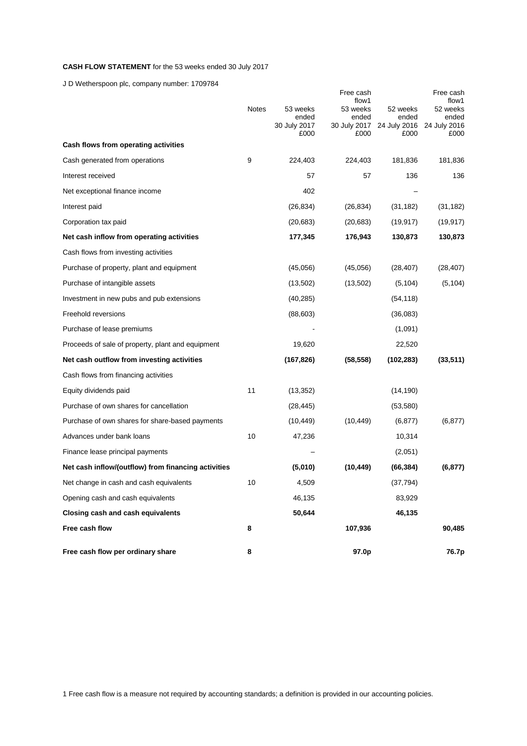**CASH FLOW STATEMENT** for the 53 weeks ended 30 July 2017

J D Wetherspoon plc, company number: 1709784

| | Notes | 53 weeks ended 30 July 2017 £000 | Free cash flow[1] 53 weeks ended 30 July 2017 £000 | 52 weeks ended 24 July 2016 £000 | Free cash flow[1] 52 weeks ended 24 July 2016 £000 |
|---|---|---|---|---|---|
| **Cash flows from operating activities** | | | | | |
| Cash generated from operations | 9 | 224,403 | 224,403 | 181,836 | 181,836 |
| Interest received | | 57 | 57 | 136 | 136 |
| Net exceptional finance income | | 402 | | – | |
| Interest paid | | (26,834) | (26,834) | (31,182) | (31,182) |
| Corporation tax paid | | (20,683) | (20,683) | (19,917) | (19,917) |
| **Net cash inflow from operating activities** | | **177,345** | **176,943** | **130,873** | **130,873** |
| Cash flows from investing activities | | | | | |
| Purchase of property, plant and equipment | | (45,056) | (45,056) | (28,407) | (28,407) |
| Purchase of intangible assets | | (13,502) | (13,502) | (5,104) | (5,104) |
| Investment in new pubs and pub extensions | | (40,285) | | (54,118) | |
| Freehold reversions | | (88,603) | | (36,083) | |
| Purchase of lease premiums | | - | | (1,091) | |
| Proceeds of sale of property, plant and equipment | | 19,620 | | 22,520 | |
| **Net cash outflow from investing activities** | | **(167,826)** | **(58,558)** | **(102,283)** | **(33,511)** |
| Cash flows from financing activities | | | | | |
| Equity dividends paid | 11 | (13,352) | | (14,190) | |
| Purchase of own shares for cancellation | | (28,445) | | (53,580) | |
| Purchase of own shares for share-based payments | | (10,449) | (10,449) | (6,877) | (6,877) |
| Advances under bank loans | 10 | 47,236 | | 10,314 | |
| Finance lease principal payments | | – | | (2,051) | |
| **Net cash inflow/(outflow) from financing activities** | | **(5,010)** | **(10,449)** | **(66,384)** | **(6,877)** |
| Net change in cash and cash equivalents | 10 | 4,509 | | (37,794) | |
| Opening cash and cash equivalents | | 46,135 | | 83,929 | |
| **Closing cash and cash equivalents** | | **50,644** | | **46,135** | |
| **Free cash flow** | **8** | | **107,936** | | **90,485** |
| **Free cash flow per ordinary share** | **8** | | **97.0p** | | **76.7p** |

1 Free cash flow is a measure not required by accounting standards; a definition is provided in our accounting policies.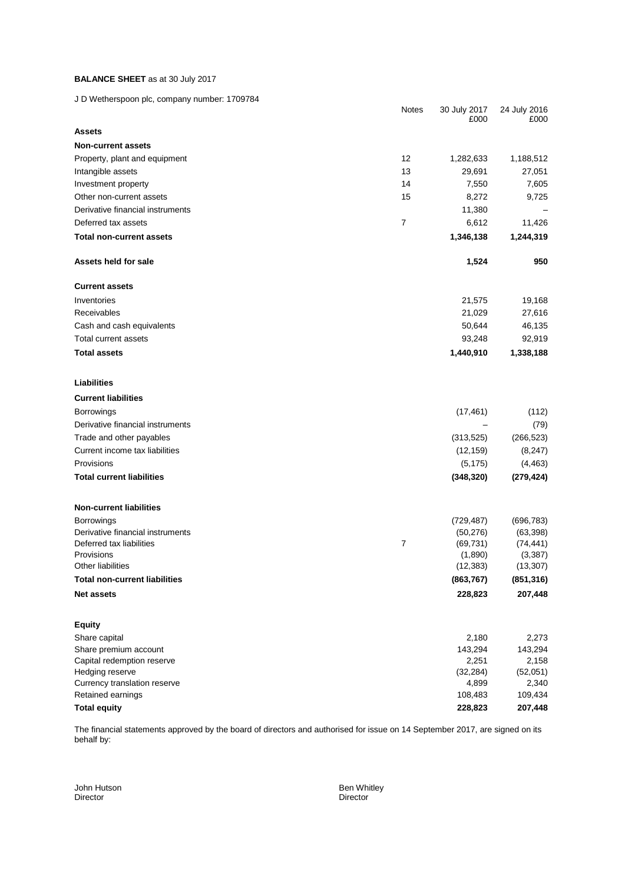**BALANCE SHEET** as at 30 July 2017

J D Wetherspoon plc, company number: 1709784

| | Notes | 30 July 2017 £000 | 24 July 2016 £000 |
|---|---|---|---|
| **Assets** | | | |
| **Non-current assets** | | | |
| Property, plant and equipment | 12 | 1,282,633 | 1,188,512 |
| Intangible assets | 13 | 29,691 | 27,051 |
| Investment property | 14 | 7,550 | 7,605 |
| Other non-current assets | 15 | 8,272 | 9,725 |
| Derivative financial instruments | | 11,380 | – |
| Deferred tax assets | 7 | 6,612 | 11,426 |
| **Total non-current assets** | | **1,346,138** | **1,244,319** |
| **Assets held for sale** | | **1,524** | **950** |
| **Current assets** | | | |
| Inventories | | 21,575 | 19,168 |
| Receivables | | 21,029 | 27,616 |
| Cash and cash equivalents | | 50,644 | 46,135 |
| Total current assets | | 93,248 | 92,919 |
| **Total assets** | | **1,440,910** | **1,338,188** |
| **Liabilities** | | | |
| **Current liabilities** | | | |
| Borrowings | | (17,461) | (112) |
| Derivative financial instruments | | – | (79) |
| Trade and other payables | | (313,525) | (266,523) |
| Current income tax liabilities | | (12,159) | (8,247) |
| Provisions | | (5,175) | (4,463) |
| **Total current liabilities** | | **(348,320)** | **(279,424)** |
| **Non-current liabilities** | | | |
| Borrowings | | (729,487) | (696,783) |
| Derivative financial instruments | | (50,276) | (63,398) |
| Deferred tax liabilities | 7 | (69,731) | (74,441) |
| Provisions | | (1,890) | (3,387) |
| Other liabilities | | (12,383) | (13,307) |
| **Total non-current liabilities** | | **(863,767)** | **(851,316)** |
| **Net assets** | | **228,823** | **207,448** |
| **Equity** | | | |
| Share capital | | 2,180 | 2,273 |
| Share premium account | | 143,294 | 143,294 |
| Capital redemption reserve | | 2,251 | 2,158 |
| Hedging reserve | | (32,284) | (52,051) |
| Currency translation reserve | | 4,899 | 2,340 |
| Retained earnings | | 108,483 | 109,434 |
| **Total equity** | | **228,823** | **207,448** |

The financial statements approved by the board of directors and authorised for issue on 14 September 2017, are signed on its behalf by:

John Hutson
Director

Ben Whitley
Director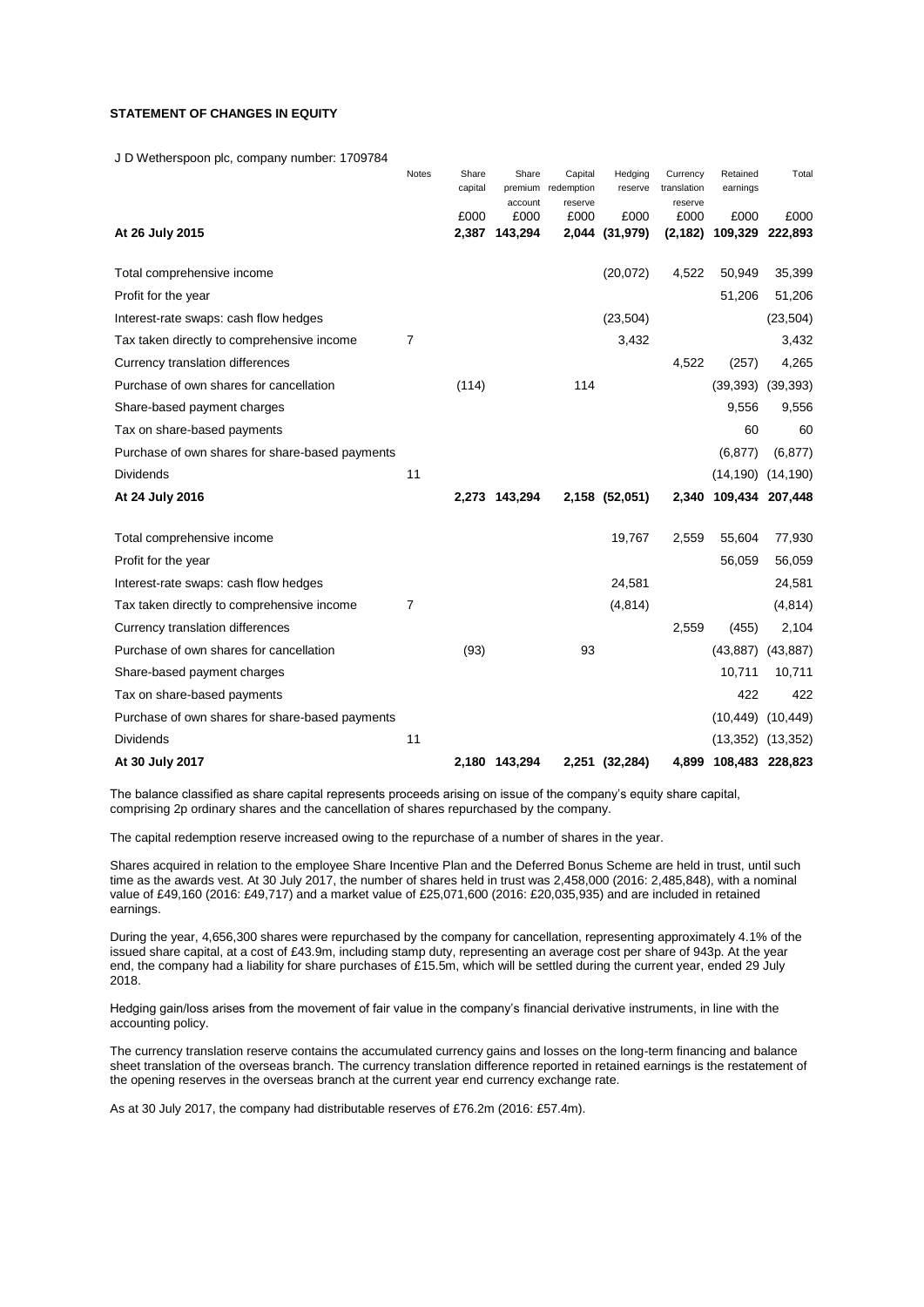**STATEMENT OF CHANGES IN EQUITY**

J D Wetherspoon plc, company number: 1709784

| | Notes | Share capital | Share premium account | Capital redemption reserve | Hedging reserve | Currency translation reserve | Retained earnings | Total |
|---|---|---|---|---|---|---|---|---|
| | | £000 | £000 | £000 | £000 | £000 | £000 | £000 |
| **At 26 July 2015** | | **2,387** | **143,294** | **2,044** | **(31,979)** | **(2,182)** | **109,329** | **222,893** |
| Total comprehensive income | | | | | (20,072) | 4,522 | 50,949 | 35,399 |
| Profit for the year | | | | | | | 51,206 | 51,206 |
| Interest-rate swaps: cash flow hedges | | | | | (23,504) | | | (23,504) |
| Tax taken directly to comprehensive income | 7 | | | | 3,432 | | | 3,432 |
| Currency translation differences | | | | | | 4,522 | (257) | 4,265 |
| Purchase of own shares for cancellation | | (114) | | 114 | | | (39,393) | (39,393) |
| Share-based payment charges | | | | | | | 9,556 | 9,556 |
| Tax on share-based payments | | | | | | | 60 | 60 |
| Purchase of own shares for share-based payments | | | | | | | (6,877) | (6,877) |
| Dividends | 11 | | | | | | (14,190) | (14,190) |
| **At 24 July 2016** | | **2,273** | **143,294** | **2,158** | **(52,051)** | **2,340** | **109,434** | **207,448** |
| Total comprehensive income | | | | | 19,767 | 2,559 | 55,604 | 77,930 |
| Profit for the year | | | | | | | 56,059 | 56,059 |
| Interest-rate swaps: cash flow hedges | | | | | 24,581 | | | 24,581 |
| Tax taken directly to comprehensive income | 7 | | | | (4,814) | | | (4,814) |
| Currency translation differences | | | | | | 2,559 | (455) | 2,104 |
| Purchase of own shares for cancellation | | (93) | | 93 | | | (43,887) | (43,887) |
| Share-based payment charges | | | | | | | 10,711 | 10,711 |
| Tax on share-based payments | | | | | | | 422 | 422 |
| Purchase of own shares for share-based payments | | | | | | | (10,449) | (10,449) |
| Dividends | 11 | | | | | | (13,352) | (13,352) |
| **At 30 July 2017** | | **2,180** | **143,294** | **2,251** | **(32,284)** | **4,899** | **108,483** | **228,823** |

The balance classified as share capital represents proceeds arising on issue of the company's equity share capital, comprising 2p ordinary shares and the cancellation of shares repurchased by the company.

The capital redemption reserve increased owing to the repurchase of a number of shares in the year.

Shares acquired in relation to the employee Share Incentive Plan and the Deferred Bonus Scheme are held in trust, until such time as the awards vest. At 30 July 2017, the number of shares held in trust was 2,458,000 (2016: 2,485,848), with a nominal value of £49,160 (2016: £49,717) and a market value of £25,071,600 (2016: £20,035,935) and are included in retained earnings.

During the year, 4,656,300 shares were repurchased by the company for cancellation, representing approximately 4.1% of the issued share capital, at a cost of £43.9m, including stamp duty, representing an average cost per share of 943p. At the year end, the company had a liability for share purchases of £15.5m, which will be settled during the current year, ended 29 July 2018.

Hedging gain/loss arises from the movement of fair value in the company's financial derivative instruments, in line with the accounting policy.

The currency translation reserve contains the accumulated currency gains and losses on the long-term financing and balance sheet translation of the overseas branch. The currency translation difference reported in retained earnings is the restatement of the opening reserves in the overseas branch at the current year end currency exchange rate.

As at 30 July 2017, the company had distributable reserves of £76.2m (2016: £57.4m).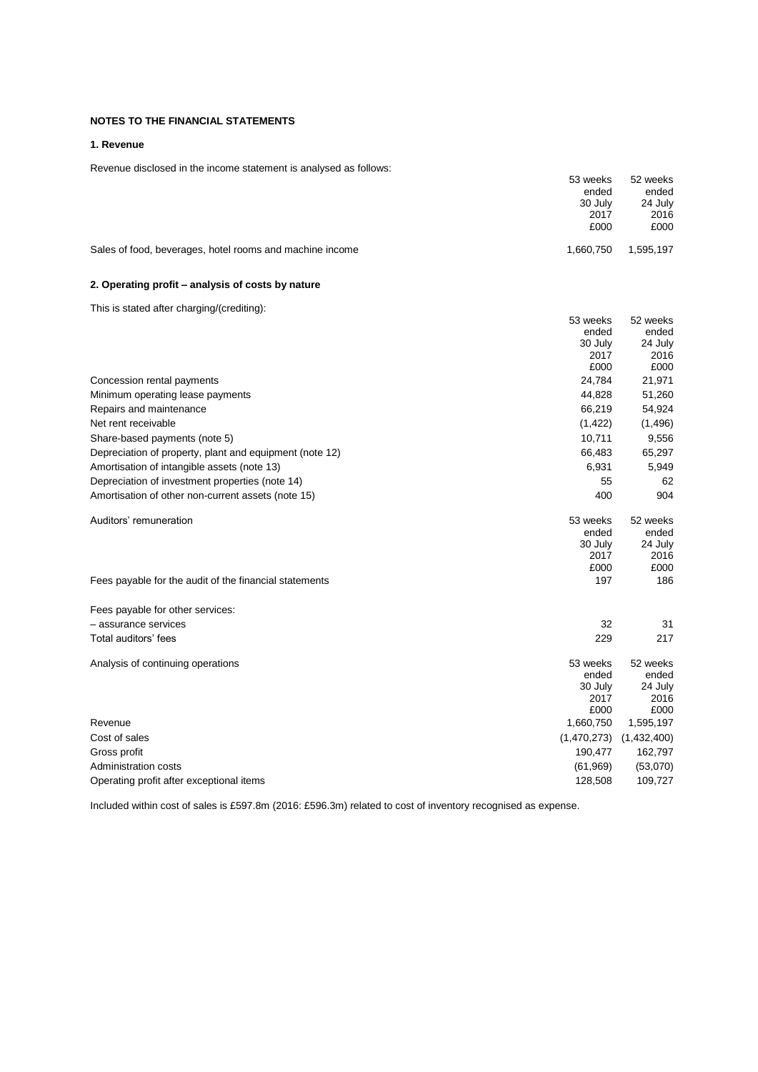## NOTES TO THE FINANCIAL STATEMENTS

### 1. Revenue

Revenue disclosed in the income statement is analysed as follows:

| | 53 weeks ended 30 July 2017 £000 | 52 weeks ended 24 July 2016 £000 |
|---|---|---|
| Sales of food, beverages, hotel rooms and machine income | 1,660,750 | 1,595,197 |

### 2. Operating profit – analysis of costs by nature

This is stated after charging/(crediting):

| | 53 weeks ended 30 July 2017 £000 | 52 weeks ended 24 July 2016 £000 |
|---|---|---|
| Concession rental payments | 24,784 | 21,971 |
| Minimum operating lease payments | 44,828 | 51,260 |
| Repairs and maintenance | 66,219 | 54,924 |
| Net rent receivable | (1,422) | (1,496) |
| Share-based payments (note 5) | 10,711 | 9,556 |
| Depreciation of property, plant and equipment (note 12) | 66,483 | 65,297 |
| Amortisation of intangible assets (note 13) | 6,931 | 5,949 |
| Depreciation of investment properties (note 14) | 55 | 62 |
| Amortisation of other non-current assets (note 15) | 400 | 904 |

| Auditors' remuneration | 53 weeks ended 30 July 2017 £000 | 52 weeks ended 24 July 2016 £000 |
|---|---|---|
| Fees payable for the audit of the financial statements | 197 | 186 |
| | | |
| Fees payable for other services: | | |
| – assurance services | 32 | 31 |
| Total auditors' fees | 229 | 217 |

| Analysis of continuing operations | 53 weeks ended 30 July 2017 £000 | 52 weeks ended 24 July 2016 £000 |
|---|---|---|
| Revenue | 1,660,750 | 1,595,197 |
| Cost of sales | (1,470,273) | (1,432,400) |
| Gross profit | 190,477 | 162,797 |
| Administration costs | (61,969) | (53,070) |
| Operating profit after exceptional items | 128,508 | 109,727 |

Included within cost of sales is £597.8m (2016: £596.3m) related to cost of inventory recognised as expense.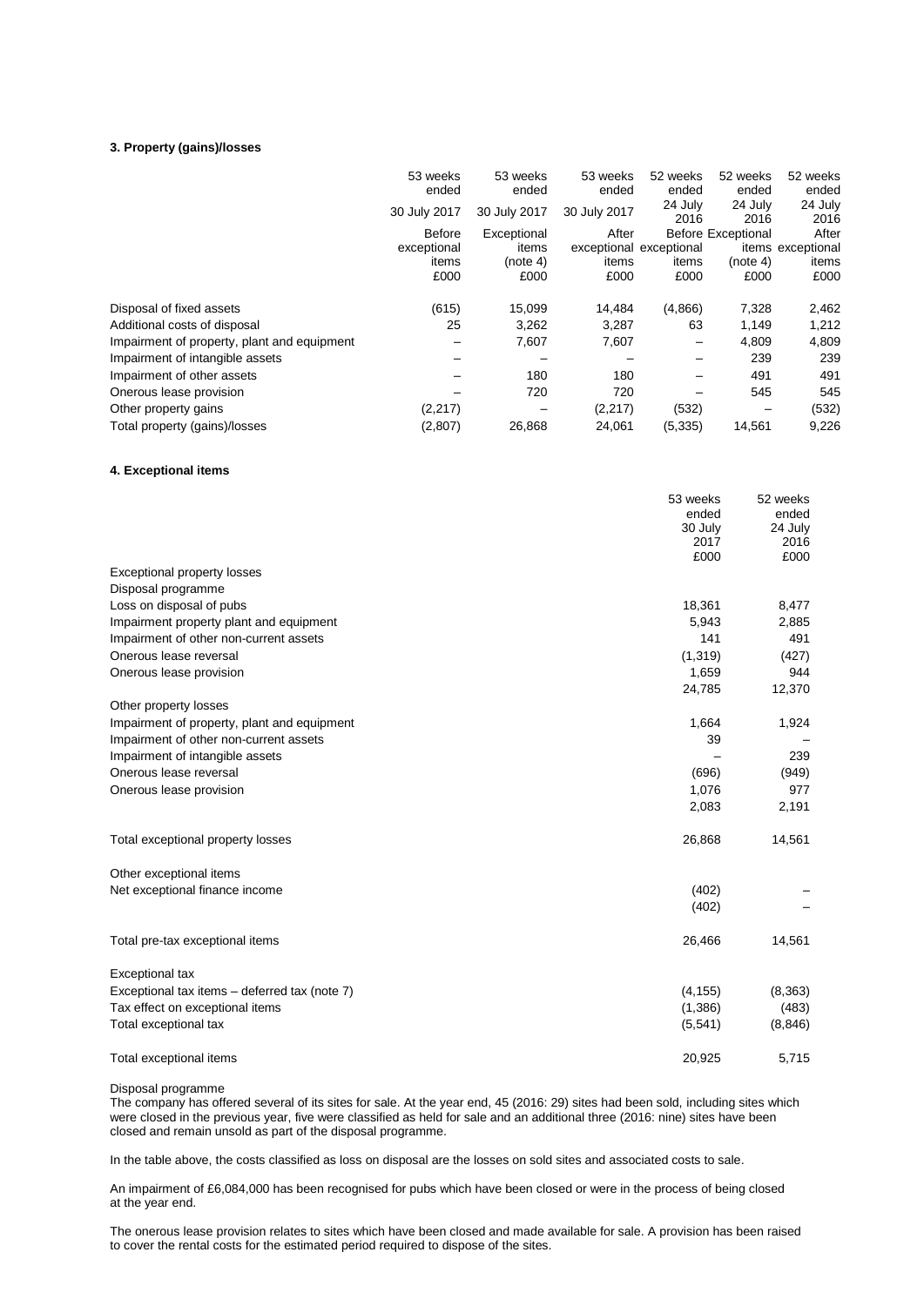### 3. Property (gains)/losses

| | 53 weeks ended 30 July 2017 Before exceptional items £000 | 53 weeks ended 30 July 2017 Exceptional items (note 4) £000 | 53 weeks ended 30 July 2017 After exceptional items £000 | 52 weeks ended 24 July 2016 Before exceptional items £000 | 52 weeks ended 24 July 2016 Exceptional items (note 4) £000 | 52 weeks ended 24 July 2016 After exceptional items £000 |
|---|---|---|---|---|---|---|
| Disposal of fixed assets | (615) | 15,099 | 14,484 | (4,866) | 7,328 | 2,462 |
| Additional costs of disposal | 25 | 3,262 | 3,287 | 63 | 1,149 | 1,212 |
| Impairment of property, plant and equipment | – | 7,607 | 7,607 | – | 4,809 | 4,809 |
| Impairment of intangible assets | – | – | – | – | 239 | 239 |
| Impairment of other assets | – | 180 | 180 | – | 491 | 491 |
| Onerous lease provision | – | 720 | 720 | – | 545 | 545 |
| Other property gains | (2,217) | – | (2,217) | (532) | – | (532) |
| Total property (gains)/losses | (2,807) | 26,868 | 24,061 | (5,335) | 14,561 | 9,226 |

### 4. Exceptional items

| | 53 weeks ended 30 July 2017 £000 | 52 weeks ended 24 July 2016 £000 |
|---|---|---|
| Exceptional property losses | | |
| Disposal programme | | |
| Loss on disposal of pubs | 18,361 | 8,477 |
| Impairment property plant and equipment | 5,943 | 2,885 |
| Impairment of other non-current assets | 141 | 491 |
| Onerous lease reversal | (1,319) | (427) |
| Onerous lease provision | 1,659 | 944 |
| | 24,785 | 12,370 |
| Other property losses | | |
| Impairment of property, plant and equipment | 1,664 | 1,924 |
| Impairment of other non-current assets | 39 | – |
| Impairment of intangible assets | – | 239 |
| Onerous lease reversal | (696) | (949) |
| Onerous lease provision | 1,076 | 977 |
| | 2,083 | 2,191 |
| Total exceptional property losses | 26,868 | 14,561 |
| Other exceptional items | | |
| Net exceptional finance income | (402) | – |
| | (402) | – |
| Total pre-tax exceptional items | 26,466 | 14,561 |
| Exceptional tax | | |
| Exceptional tax items – deferred tax (note 7) | (4,155) | (8,363) |
| Tax effect on exceptional items | (1,386) | (483) |
| Total exceptional tax | (5,541) | (8,846) |
| Total exceptional items | 20,925 | 5,715 |

Disposal programme

The company has offered several of its sites for sale. At the year end, 45 (2016: 29) sites had been sold, including sites which were closed in the previous year, five were classified as held for sale and an additional three (2016: nine) sites have been closed and remain unsold as part of the disposal programme.

In the table above, the costs classified as loss on disposal are the losses on sold sites and associated costs to sale.

An impairment of £6,084,000 has been recognised for pubs which have been closed or were in the process of being closed at the year end.

The onerous lease provision relates to sites which have been closed and made available for sale. A provision has been raised to cover the rental costs for the estimated period required to dispose of the sites.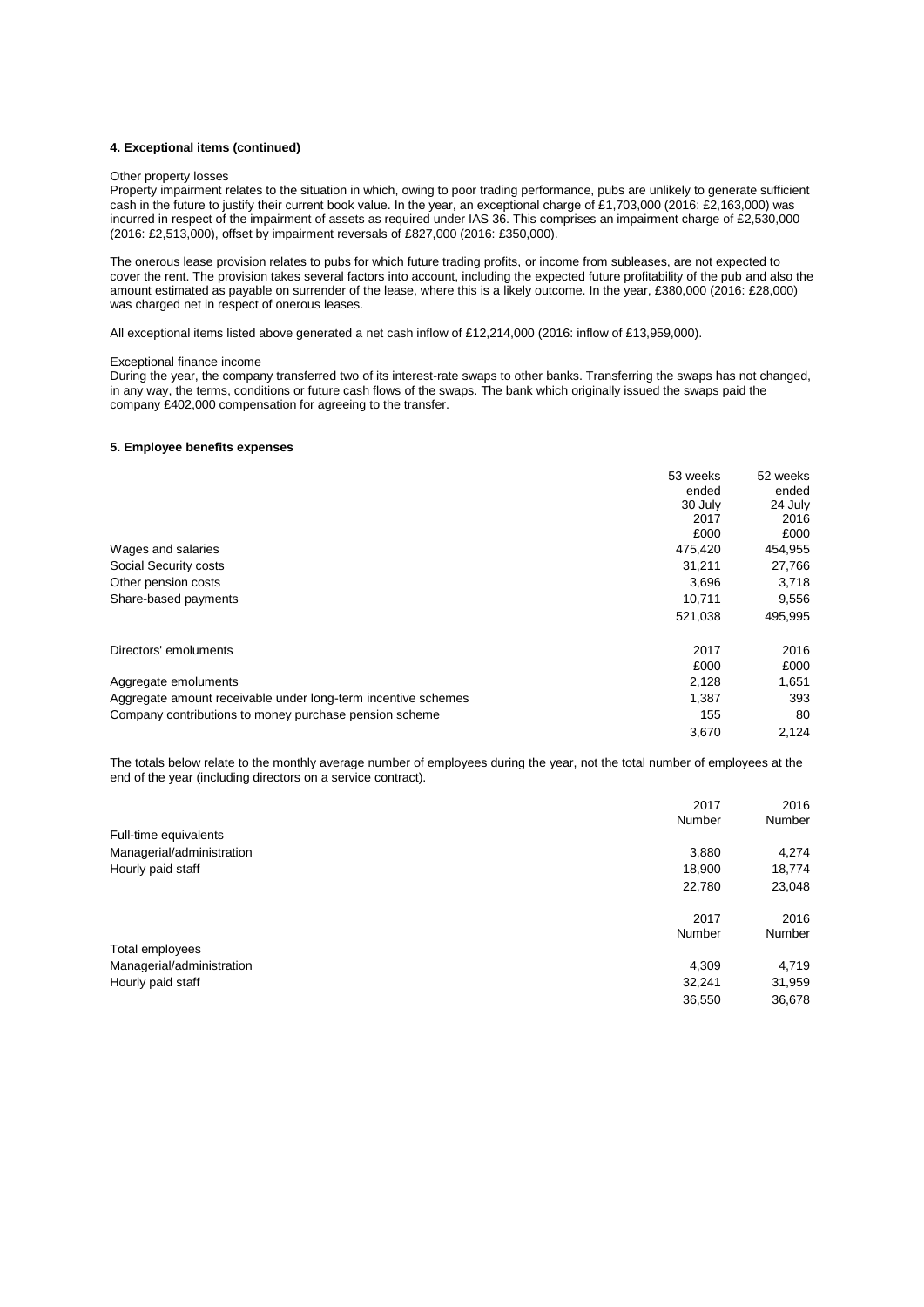#### 4. Exceptional items (continued)

Other property losses

Property impairment relates to the situation in which, owing to poor trading performance, pubs are unlikely to generate sufficient cash in the future to justify their current book value. In the year, an exceptional charge of £1,703,000 (2016: £2,163,000) was incurred in respect of the impairment of assets as required under IAS 36. This comprises an impairment charge of £2,530,000 (2016: £2,513,000), offset by impairment reversals of £827,000 (2016: £350,000).

The onerous lease provision relates to pubs for which future trading profits, or income from subleases, are not expected to cover the rent. The provision takes several factors into account, including the expected future profitability of the pub and also the amount estimated as payable on surrender of the lease, where this is a likely outcome. In the year, £380,000 (2016: £28,000) was charged net in respect of onerous leases.

All exceptional items listed above generated a net cash inflow of £12,214,000 (2016: inflow of £13,959,000).

Exceptional finance income

During the year, the company transferred two of its interest-rate swaps to other banks. Transferring the swaps has not changed, in any way, the terms, conditions or future cash flows of the swaps. The bank which originally issued the swaps paid the company £402,000 compensation for agreeing to the transfer.

#### 5. Employee benefits expenses

| | 53 weeks ended 30 July 2017 £000 | 52 weeks ended 24 July 2016 £000 |
|---|---|---|
| Wages and salaries | 475,420 | 454,955 |
| Social Security costs | 31,211 | 27,766 |
| Other pension costs | 3,696 | 3,718 |
| Share-based payments | 10,711 | 9,556 |
| | 521,038 | 495,995 |

| Directors' emoluments | 2017 £000 | 2016 £000 |
|---|---|---|
| Aggregate emoluments | 2,128 | 1,651 |
| Aggregate amount receivable under long-term incentive schemes | 1,387 | 393 |
| Company contributions to money purchase pension scheme | 155 | 80 |
| | 3,670 | 2,124 |

The totals below relate to the monthly average number of employees during the year, not the total number of employees at the end of the year (including directors on a service contract).

| | 2017 Number | 2016 Number |
|---|---|---|
| Full-time equivalents | | |
| Managerial/administration | 3,880 | 4,274 |
| Hourly paid staff | 18,900 | 18,774 |
| | 22,780 | 23,048 |

| | 2017 Number | 2016 Number |
|---|---|---|
| Total employees | | |
| Managerial/administration | 4,309 | 4,719 |
| Hourly paid staff | 32,241 | 31,959 |
| | 36,550 | 36,678 |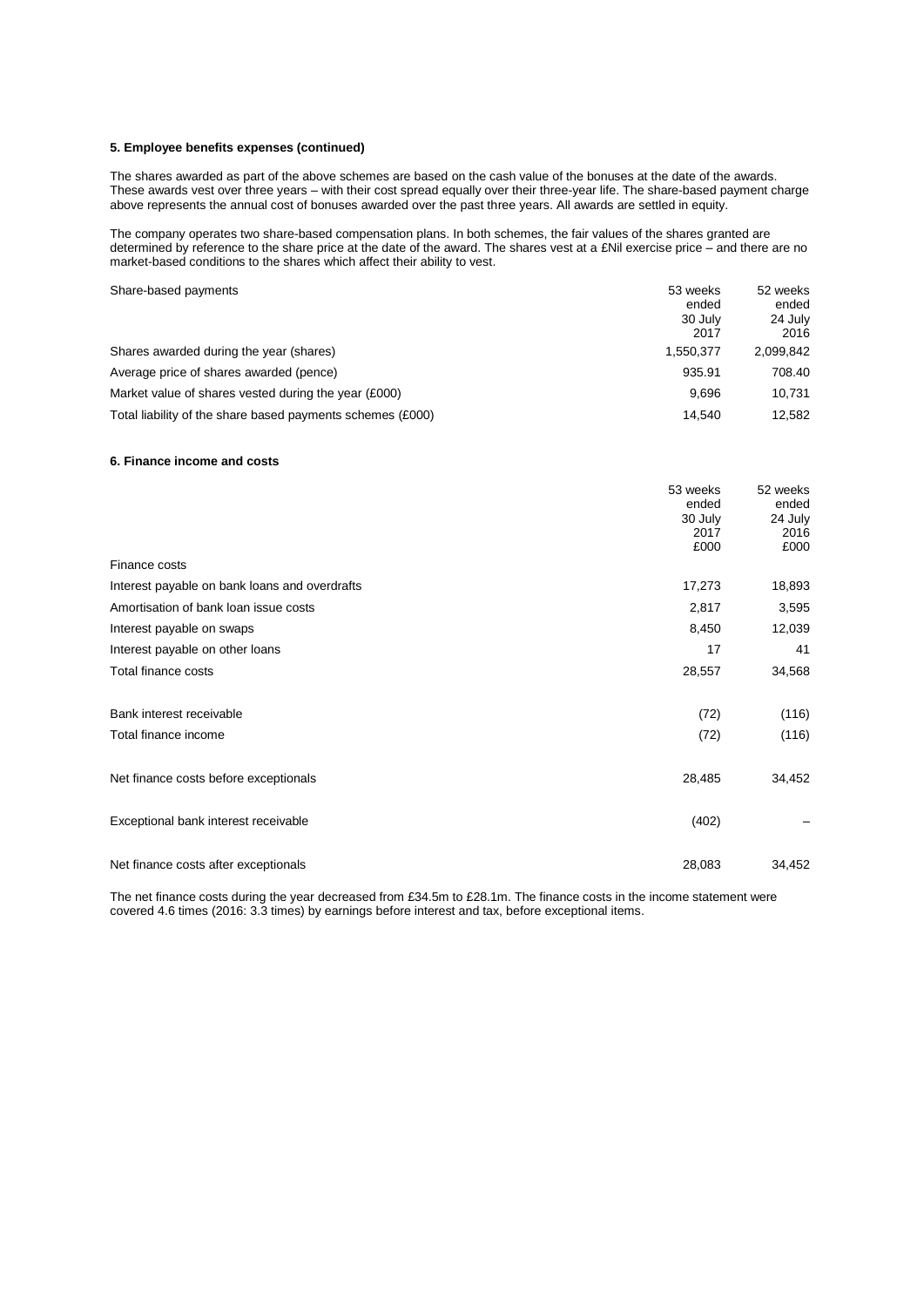### 5. Employee benefits expenses (continued)

The shares awarded as part of the above schemes are based on the cash value of the bonuses at the date of the awards. These awards vest over three years – with their cost spread equally over their three-year life. The share-based payment charge above represents the annual cost of bonuses awarded over the past three years. All awards are settled in equity.

The company operates two share-based compensation plans. In both schemes, the fair values of the shares granted are determined by reference to the share price at the date of the award. The shares vest at a £Nil exercise price – and there are no market-based conditions to the shares which affect their ability to vest.

| Share-based payments | 53 weeks ended 30 July 2017 | 52 weeks ended 24 July 2016 |
|---|---|---|
| Shares awarded during the year (shares) | 1,550,377 | 2,099,842 |
| Average price of shares awarded (pence) | 935.91 | 708.40 |
| Market value of shares vested during the year (£000) | 9,696 | 10,731 |
| Total liability of the share based payments schemes (£000) | 14,540 | 12,582 |

### 6. Finance income and costs

| | 53 weeks ended 30 July 2017 £000 | 52 weeks ended 24 July 2016 £000 |
|---|---|---|
| Finance costs | | |
| Interest payable on bank loans and overdrafts | 17,273 | 18,893 |
| Amortisation of bank loan issue costs | 2,817 | 3,595 |
| Interest payable on swaps | 8,450 | 12,039 |
| Interest payable on other loans | 17 | 41 |
| Total finance costs | 28,557 | 34,568 |
| | | |
| Bank interest receivable | (72) | (116) |
| Total finance income | (72) | (116) |
| | | |
| Net finance costs before exceptionals | 28,485 | 34,452 |
| | | |
| Exceptional bank interest receivable | (402) | – |
| | | |
| Net finance costs after exceptionals | 28,083 | 34,452 |

The net finance costs during the year decreased from £34.5m to £28.1m. The finance costs in the income statement were covered 4.6 times (2016: 3.3 times) by earnings before interest and tax, before exceptional items.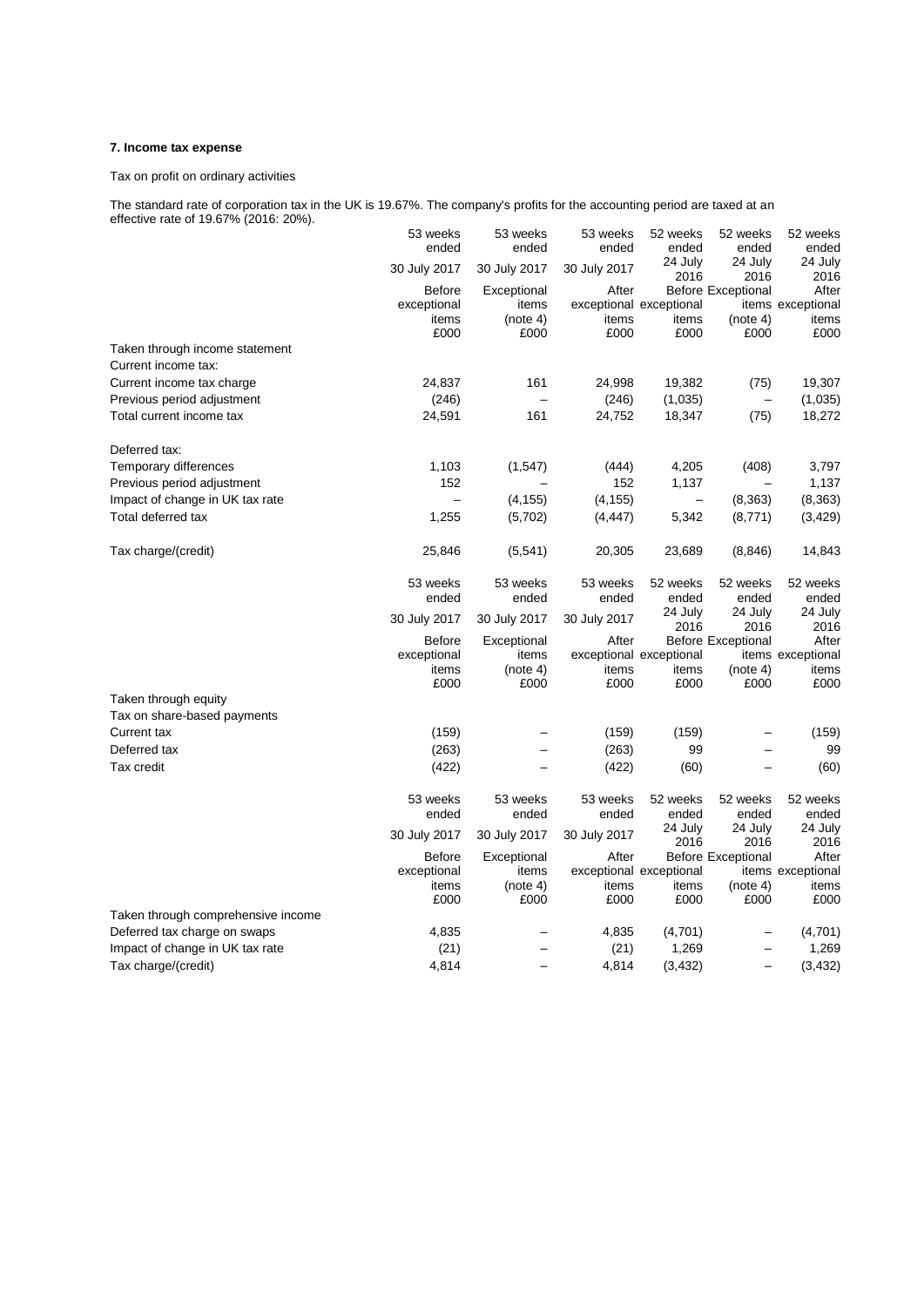**7. Income tax expense**

Tax on profit on ordinary activities

The standard rate of corporation tax in the UK is 19.67%. The company's profits for the accounting period are taxed at an effective rate of 19.67% (2016: 20%).

| | 53 weeks ended 30 July 2017 Before exceptional items £000 | 53 weeks ended 30 July 2017 Exceptional items (note 4) £000 | 53 weeks ended 30 July 2017 After exceptional items £000 | 52 weeks ended 24 July 2016 Before exceptional items £000 | 52 weeks ended 24 July 2016 Exceptional items (note 4) £000 | 52 weeks ended 24 July 2016 After exceptional items £000 |
|---|---|---|---|---|---|---|
| Taken through income statement | | | | | | |
| Current income tax: | | | | | | |
| Current income tax charge | 24,837 | 161 | 24,998 | 19,382 | (75) | 19,307 |
| Previous period adjustment | (246) | – | (246) | (1,035) | – | (1,035) |
| Total current income tax | 24,591 | 161 | 24,752 | 18,347 | (75) | 18,272 |
| Deferred tax: | | | | | | |
| Temporary differences | 1,103 | (1,547) | (444) | 4,205 | (408) | 3,797 |
| Previous period adjustment | 152 | – | 152 | 1,137 | – | 1,137 |
| Impact of change in UK tax rate | – | (4,155) | (4,155) | – | (8,363) | (8,363) |
| Total deferred tax | 1,255 | (5,702) | (4,447) | 5,342 | (8,771) | (3,429) |
| Tax charge/(credit) | 25,846 | (5,541) | 20,305 | 23,689 | (8,846) | 14,843 |

| | 53 weeks ended 30 July 2017 Before exceptional items £000 | 53 weeks ended 30 July 2017 Exceptional items (note 4) £000 | 53 weeks ended 30 July 2017 After exceptional items £000 | 52 weeks ended 24 July 2016 Before exceptional items £000 | 52 weeks ended 24 July 2016 Exceptional items (note 4) £000 | 52 weeks ended 24 July 2016 After exceptional items £000 |
|---|---|---|---|---|---|---|
| Taken through equity | | | | | | |
| Tax on share-based payments | | | | | | |
| Current tax | (159) | – | (159) | (159) | – | (159) |
| Deferred tax | (263) | – | (263) | 99 | – | 99 |
| Tax credit | (422) | – | (422) | (60) | – | (60) |

| | 53 weeks ended 30 July 2017 Before exceptional items £000 | 53 weeks ended 30 July 2017 Exceptional items (note 4) £000 | 53 weeks ended 30 July 2017 After exceptional items £000 | 52 weeks ended 24 July 2016 Before exceptional items £000 | 52 weeks ended 24 July 2016 Exceptional items (note 4) £000 | 52 weeks ended 24 July 2016 After exceptional items £000 |
|---|---|---|---|---|---|---|
| Taken through comprehensive income | | | | | | |
| Deferred tax charge on swaps | 4,835 | – | 4,835 | (4,701) | – | (4,701) |
| Impact of change in UK tax rate | (21) | – | (21) | 1,269 | – | 1,269 |
| Tax charge/(credit) | 4,814 | – | 4,814 | (3,432) | – | (3,432) |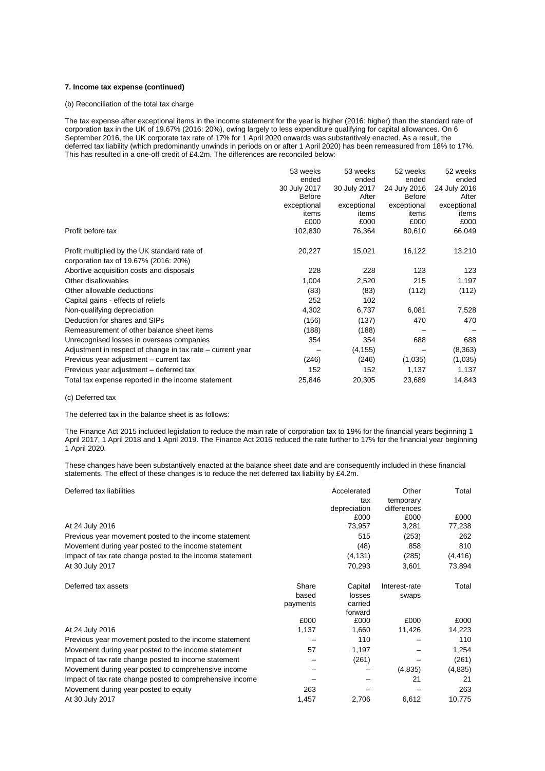**7. Income tax expense (continued)**

(b) Reconciliation of the total tax charge

The tax expense after exceptional items in the income statement for the year is higher (2016: higher) than the standard rate of corporation tax in the UK of 19.67% (2016: 20%), owing largely to less expenditure qualifying for capital allowances. On 6 September 2016, the UK corporate tax rate of 17% for 1 April 2020 onwards was substantively enacted. As a result, the deferred tax liability (which predominantly unwinds in periods on or after 1 April 2020) has been remeasured from 18% to 17%. This has resulted in a one-off credit of £4.2m. The differences are reconciled below:

| | 53 weeks ended 30 July 2017 Before exceptional items £000 | 53 weeks ended 30 July 2017 After exceptional items £000 | 52 weeks ended 24 July 2016 Before exceptional items £000 | 52 weeks ended 24 July 2016 After exceptional items £000 |
|---|---|---|---|---|
| Profit before tax | 102,830 | 76,364 | 80,610 | 66,049 |
| Profit multiplied by the UK standard rate of corporation tax of 19.67% (2016: 20%) | 20,227 | 15,021 | 16,122 | 13,210 |
| Abortive acquisition costs and disposals | 228 | 228 | 123 | 123 |
| Other disallowables | 1,004 | 2,520 | 215 | 1,197 |
| Other allowable deductions | (83) | (83) | (112) | (112) |
| Capital gains - effects of reliefs | 252 | 102 | | |
| Non-qualifying depreciation | 4,302 | 6,737 | 6,081 | 7,528 |
| Deduction for shares and SIPs | (156) | (137) | 470 | 470 |
| Remeasurement of other balance sheet items | (188) | (188) | – | – |
| Unrecognised losses in overseas companies | 354 | 354 | 688 | 688 |
| Adjustment in respect of change in tax rate – current year | – | (4,155) | – | (8,363) |
| Previous year adjustment – current tax | (246) | (246) | (1,035) | (1,035) |
| Previous year adjustment – deferred tax | 152 | 152 | 1,137 | 1,137 |
| Total tax expense reported in the income statement | 25,846 | 20,305 | 23,689 | 14,843 |

(c) Deferred tax

The deferred tax in the balance sheet is as follows:

The Finance Act 2015 included legislation to reduce the main rate of corporation tax to 19% for the financial years beginning 1 April 2017, 1 April 2018 and 1 April 2019. The Finance Act 2016 reduced the rate further to 17% for the financial year beginning 1 April 2020.

These changes have been substantively enacted at the balance sheet date and are consequently included in these financial statements. The effect of these changes is to reduce the net deferred tax liability by £4.2m.

| Deferred tax liabilities | Accelerated tax depreciation £000 | Other temporary differences £000 | Total £000 |
|---|---|---|---|
| At 24 July 2016 | 73,957 | 3,281 | 77,238 |
| Previous year movement posted to the income statement | 515 | (253) | 262 |
| Movement during year posted to the income statement | (48) | 858 | 810 |
| Impact of tax rate change posted to the income statement | (4,131) | (285) | (4,416) |
| At 30 July 2017 | 70,293 | 3,601 | 73,894 |

| Deferred tax assets | Share based payments £000 | Capital losses carried forward £000 | Interest-rate swaps £000 | Total £000 |
|---|---|---|---|---|
| At 24 July 2016 | 1,137 | 1,660 | 11,426 | 14,223 |
| Previous year movement posted to the income statement | – | 110 | – | 110 |
| Movement during year posted to the income statement | 57 | 1,197 | – | 1,254 |
| Impact of tax rate change posted to income statement | – | (261) | – | (261) |
| Movement during year posted to comprehensive income | – | – | (4,835) | (4,835) |
| Impact of tax rate change posted to comprehensive income | – | – | 21 | 21 |
| Movement during year posted to equity | 263 | – | – | 263 |
| At 30 July 2017 | 1,457 | 2,706 | 6,612 | 10,775 |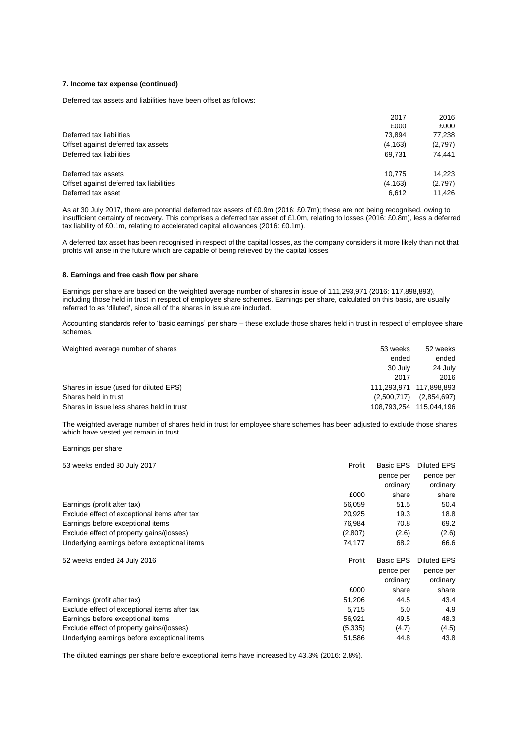**7. Income tax expense (continued)**

Deferred tax assets and liabilities have been offset as follows:

| | 2017 | 2016 |
|---|---|---|
| | £000 | £000 |
| Deferred tax liabilities | 73,894 | 77,238 |
| Offset against deferred tax assets | (4,163) | (2,797) |
| Deferred tax liabilities | 69,731 | 74,441 |
| | | |
| Deferred tax assets | 10,775 | 14,223 |
| Offset against deferred tax liabilities | (4,163) | (2,797) |
| Deferred tax asset | 6,612 | 11,426 |

As at 30 July 2017, there are potential deferred tax assets of £0.9m (2016: £0.7m); these are not being recognised, owing to insufficient certainty of recovery. This comprises a deferred tax asset of £1.0m, relating to losses (2016: £0.8m), less a deferred tax liability of £0.1m, relating to accelerated capital allowances (2016: £0.1m).

A deferred tax asset has been recognised in respect of the capital losses, as the company considers it more likely than not that profits will arise in the future which are capable of being relieved by the capital losses

**8. Earnings and free cash flow per share**

Earnings per share are based on the weighted average number of shares in issue of 111,293,971 (2016: 117,898,893), including those held in trust in respect of employee share schemes. Earnings per share, calculated on this basis, are usually referred to as 'diluted', since all of the shares in issue are included.

Accounting standards refer to 'basic earnings' per share – these exclude those shares held in trust in respect of employee share schemes.

| Weighted average number of shares | 53 weeks ended 30 July 2017 | 52 weeks ended 24 July 2016 |
|---|---|---|
| Shares in issue (used for diluted EPS) | 111,293,971 | 117,898,893 |
| Shares held in trust | (2,500,717) | (2,854,697) |
| Shares in issue less shares held in trust | 108,793,254 | 115,044,196 |

The weighted average number of shares held in trust for employee share schemes has been adjusted to exclude those shares which have vested yet remain in trust.

Earnings per share

| 53 weeks ended 30 July 2017 | Profit | Basic EPS pence per ordinary share | Diluted EPS pence per ordinary share |
|---|---|---|---|
| | £000 | | |
| Earnings (profit after tax) | 56,059 | 51.5 | 50.4 |
| Exclude effect of exceptional items after tax | 20,925 | 19.3 | 18.8 |
| Earnings before exceptional items | 76,984 | 70.8 | 69.2 |
| Exclude effect of property gains/(losses) | (2,807) | (2.6) | (2.6) |
| Underlying earnings before exceptional items | 74,177 | 68.2 | 66.6 |

| 52 weeks ended 24 July 2016 | Profit | Basic EPS pence per ordinary share | Diluted EPS pence per ordinary share |
|---|---|---|---|
| | £000 | | |
| Earnings (profit after tax) | 51,206 | 44.5 | 43.4 |
| Exclude effect of exceptional items after tax | 5,715 | 5.0 | 4.9 |
| Earnings before exceptional items | 56,921 | 49.5 | 48.3 |
| Exclude effect of property gains/(losses) | (5,335) | (4.7) | (4.5) |
| Underlying earnings before exceptional items | 51,586 | 44.8 | 43.8 |

The diluted earnings per share before exceptional items have increased by 43.3% (2016: 2.8%).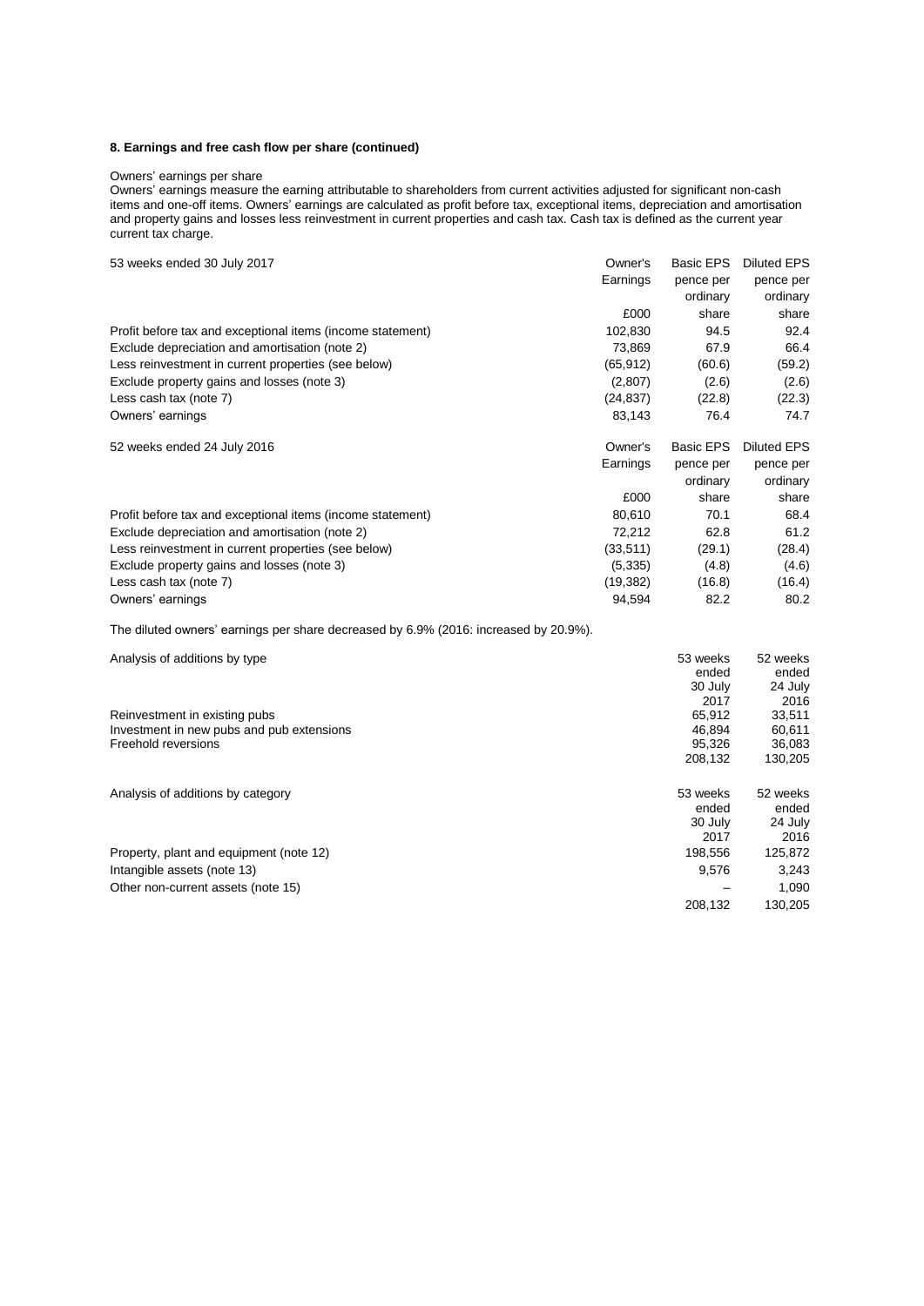**8. Earnings and free cash flow per share (continued)**

Owners' earnings per share

Owners' earnings measure the earning attributable to shareholders from current activities adjusted for significant non-cash items and one-off items. Owners' earnings are calculated as profit before tax, exceptional items, depreciation and amortisation and property gains and losses less reinvestment in current properties and cash tax. Cash tax is defined as the current year current tax charge.

| 53 weeks ended 30 July 2017 | Owner's Earnings | Basic EPS pence per ordinary share | Diluted EPS pence per ordinary share |
|---|---|---|---|
| | £000 | | |
| Profit before tax and exceptional items (income statement) | 102,830 | 94.5 | 92.4 |
| Exclude depreciation and amortisation (note 2) | 73,869 | 67.9 | 66.4 |
| Less reinvestment in current properties (see below) | (65,912) | (60.6) | (59.2) |
| Exclude property gains and losses (note 3) | (2,807) | (2.6) | (2.6) |
| Less cash tax (note 7) | (24,837) | (22.8) | (22.3) |
| Owners' earnings | 83,143 | 76.4 | 74.7 |

| 52 weeks ended 24 July 2016 | Owner's Earnings | Basic EPS pence per ordinary share | Diluted EPS pence per ordinary share |
|---|---|---|---|
| | £000 | | |
| Profit before tax and exceptional items (income statement) | 80,610 | 70.1 | 68.4 |
| Exclude depreciation and amortisation (note 2) | 72,212 | 62.8 | 61.2 |
| Less reinvestment in current properties (see below) | (33,511) | (29.1) | (28.4) |
| Exclude property gains and losses (note 3) | (5,335) | (4.8) | (4.6) |
| Less cash tax (note 7) | (19,382) | (16.8) | (16.4) |
| Owners' earnings | 94,594 | 82.2 | 80.2 |

The diluted owners' earnings per share decreased by 6.9% (2016: increased by 20.9%).

| Analysis of additions by type | 53 weeks ended 30 July 2017 | 52 weeks ended 24 July 2016 |
|---|---|---|
| Reinvestment in existing pubs | 65,912 | 33,511 |
| Investment in new pubs and pub extensions | 46,894 | 60,611 |
| Freehold reversions | 95,326 | 36,083 |
| | 208,132 | 130,205 |

| Analysis of additions by category | 53 weeks ended 30 July 2017 | 52 weeks ended 24 July 2016 |
|---|---|---|
| Property, plant and equipment (note 12) | 198,556 | 125,872 |
| Intangible assets (note 13) | 9,576 | 3,243 |
| Other non-current assets (note 15) | – | 1,090 |
| | 208,132 | 130,205 |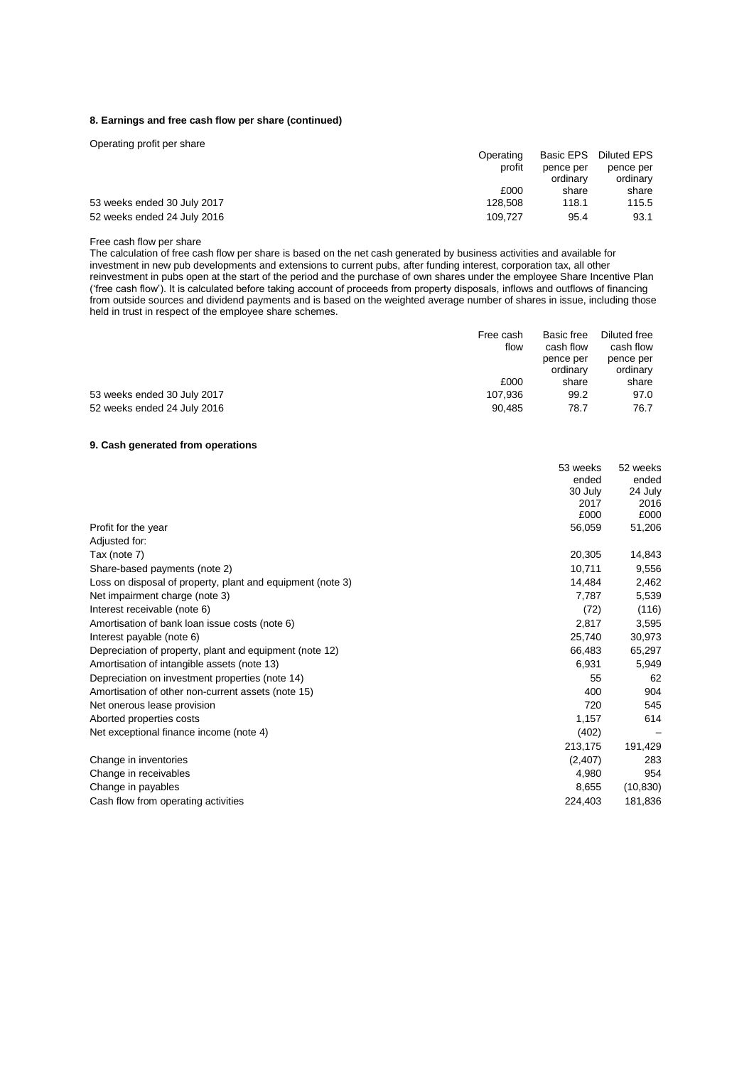### 8. Earnings and free cash flow per share (continued)

Operating profit per share

| | Operating profit £000 | Basic EPS pence per ordinary share | Diluted EPS pence per ordinary share |
|---|---|---|---|
| 53 weeks ended 30 July 2017 | 128,508 | 118.1 | 115.5 |
| 52 weeks ended 24 July 2016 | 109,727 | 95.4 | 93.1 |

Free cash flow per share

The calculation of free cash flow per share is based on the net cash generated by business activities and available for investment in new pub developments and extensions to current pubs, after funding interest, corporation tax, all other reinvestment in pubs open at the start of the period and the purchase of own shares under the employee Share Incentive Plan ('free cash flow'). It is calculated before taking account of proceeds from property disposals, inflows and outflows of financing from outside sources and dividend payments and is based on the weighted average number of shares in issue, including those held in trust in respect of the employee share schemes.

| | Free cash flow £000 | Basic free cash flow pence per ordinary share | Diluted free cash flow pence per ordinary share |
|---|---|---|---|
| 53 weeks ended 30 July 2017 | 107,936 | 99.2 | 97.0 |
| 52 weeks ended 24 July 2016 | 90,485 | 78.7 | 76.7 |

### 9. Cash generated from operations

| | 53 weeks ended 30 July 2017 £000 | 52 weeks ended 24 July 2016 £000 |
|---|---|---|
| Profit for the year | 56,059 | 51,206 |
| Adjusted for: | | |
| Tax (note 7) | 20,305 | 14,843 |
| Share-based payments (note 2) | 10,711 | 9,556 |
| Loss on disposal of property, plant and equipment (note 3) | 14,484 | 2,462 |
| Net impairment charge (note 3) | 7,787 | 5,539 |
| Interest receivable (note 6) | (72) | (116) |
| Amortisation of bank loan issue costs (note 6) | 2,817 | 3,595 |
| Interest payable (note 6) | 25,740 | 30,973 |
| Depreciation of property, plant and equipment (note 12) | 66,483 | 65,297 |
| Amortisation of intangible assets (note 13) | 6,931 | 5,949 |
| Depreciation on investment properties (note 14) | 55 | 62 |
| Amortisation of other non-current assets (note 15) | 400 | 904 |
| Net onerous lease provision | 720 | 545 |
| Aborted properties costs | 1,157 | 614 |
| Net exceptional finance income (note 4) | (402) | – |
| | 213,175 | 191,429 |
| Change in inventories | (2,407) | 283 |
| Change in receivables | 4,980 | 954 |
| Change in payables | 8,655 | (10,830) |
| Cash flow from operating activities | 224,403 | 181,836 |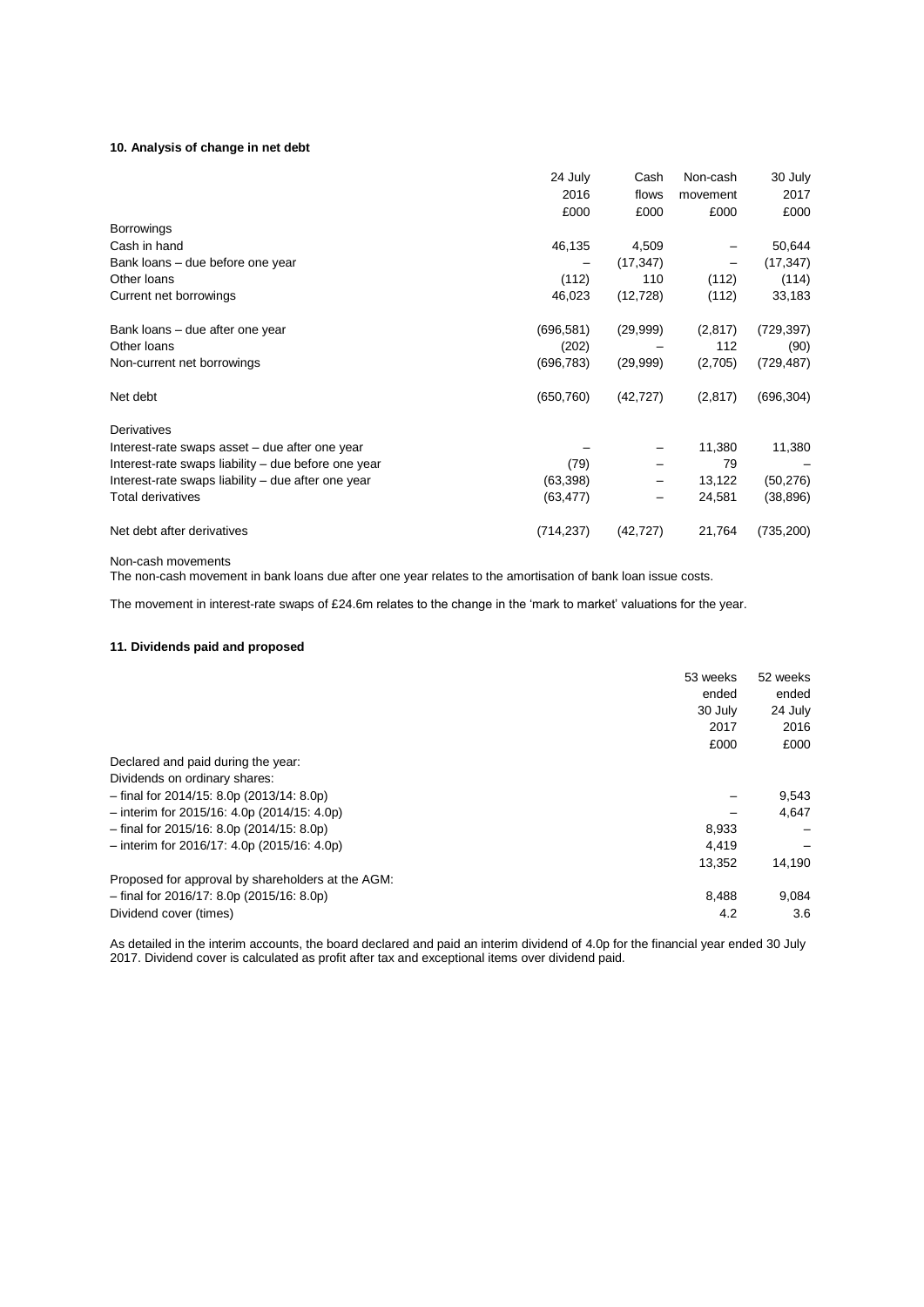### 10. Analysis of change in net debt

| | 24 July 2016 £000 | Cash flows £000 | Non-cash movement £000 | 30 July 2017 £000 |
|---|---|---|---|---|
| Borrowings | | | | |
| Cash in hand | 46,135 | 4,509 | – | 50,644 |
| Bank loans – due before one year | – | (17,347) | – | (17,347) |
| Other loans | (112) | 110 | (112) | (114) |
| Current net borrowings | 46,023 | (12,728) | (112) | 33,183 |
| | | | | |
| Bank loans – due after one year | (696,581) | (29,999) | (2,817) | (729,397) |
| Other loans | (202) | – | 112 | (90) |
| Non-current net borrowings | (696,783) | (29,999) | (2,705) | (729,487) |
| | | | | |
| Net debt | (650,760) | (42,727) | (2,817) | (696,304) |
| | | | | |
| Derivatives | | | | |
| Interest-rate swaps asset – due after one year | – | – | 11,380 | 11,380 |
| Interest-rate swaps liability – due before one year | (79) | – | 79 | – |
| Interest-rate swaps liability – due after one year | (63,398) | – | 13,122 | (50,276) |
| Total derivatives | (63,477) | – | 24,581 | (38,896) |
| | | | | |
| Net debt after derivatives | (714,237) | (42,727) | 21,764 | (735,200) |

Non-cash movements

The non-cash movement in bank loans due after one year relates to the amortisation of bank loan issue costs.

The movement in interest-rate swaps of £24.6m relates to the change in the 'mark to market' valuations for the year.

### 11. Dividends paid and proposed

| | 53 weeks ended 30 July 2017 £000 | 52 weeks ended 24 July 2016 £000 |
|---|---|---|
| Declared and paid during the year: | | |
| Dividends on ordinary shares: | | |
| – final for 2014/15: 8.0p (2013/14: 8.0p) | – | 9,543 |
| – interim for 2015/16: 4.0p (2014/15: 4.0p) | – | 4,647 |
| – final for 2015/16: 8.0p (2014/15: 8.0p) | 8,933 | – |
| – interim for 2016/17: 4.0p (2015/16: 4.0p) | 4,419 | – |
| | 13,352 | 14,190 |
| Proposed for approval by shareholders at the AGM: | | |
| – final for 2016/17: 8.0p (2015/16: 8.0p) | 8,488 | 9,084 |
| Dividend cover (times) | 4.2 | 3.6 |

As detailed in the interim accounts, the board declared and paid an interim dividend of 4.0p for the financial year ended 30 July 2017. Dividend cover is calculated as profit after tax and exceptional items over dividend paid.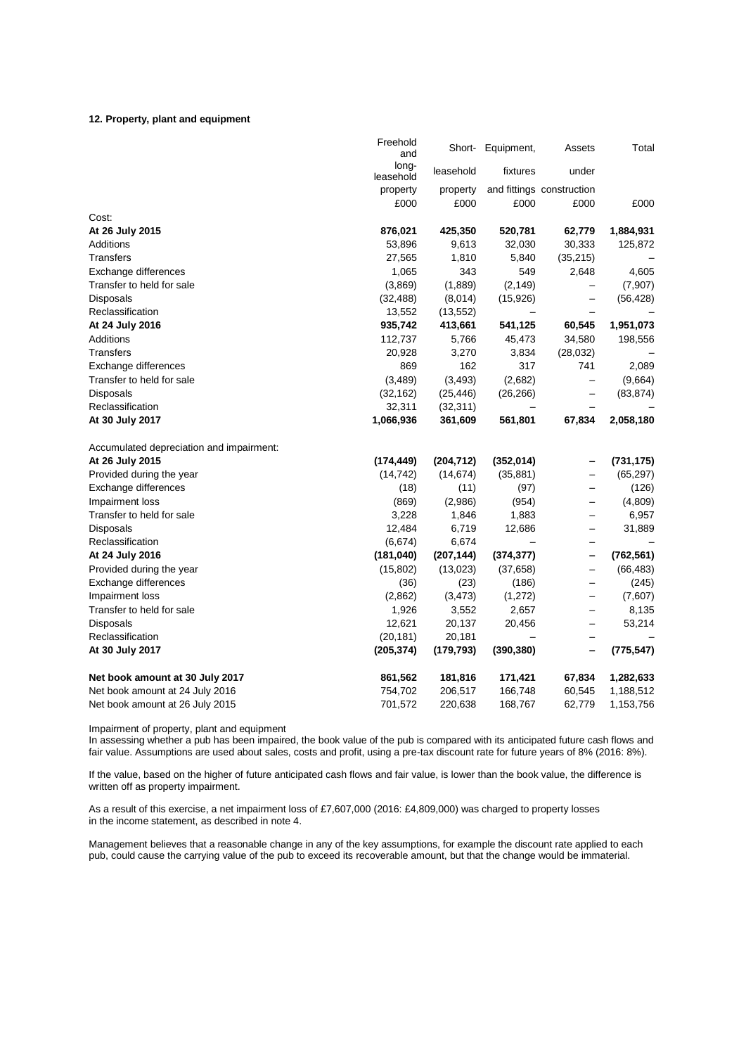## 12. Property, plant and equipment

| | Freehold and long-leasehold property | Short-leasehold property | Equipment, fixtures and fittings | Assets under construction | Total |
|---|---|---|---|---|---|
| | £000 | £000 | £000 | £000 | £000 |
| Cost: | | | | | |
| **At 26 July 2015** | **876,021** | **425,350** | **520,781** | **62,779** | **1,884,931** |
| Additions | 53,896 | 9,613 | 32,030 | 30,333 | 125,872 |
| Transfers | 27,565 | 1,810 | 5,840 | (35,215) | – |
| Exchange differences | 1,065 | 343 | 549 | 2,648 | 4,605 |
| Transfer to held for sale | (3,869) | (1,889) | (2,149) | – | (7,907) |
| Disposals | (32,488) | (8,014) | (15,926) | – | (56,428) |
| Reclassification | 13,552 | (13,552) | – | – | – |
| **At 24 July 2016** | **935,742** | **413,661** | **541,125** | **60,545** | **1,951,073** |
| Additions | 112,737 | 5,766 | 45,473 | 34,580 | 198,556 |
| Transfers | 20,928 | 3,270 | 3,834 | (28,032) | – |
| Exchange differences | 869 | 162 | 317 | 741 | 2,089 |
| Transfer to held for sale | (3,489) | (3,493) | (2,682) | – | (9,664) |
| Disposals | (32,162) | (25,446) | (26,266) | – | (83,874) |
| Reclassification | 32,311 | (32,311) | – | – | – |
| **At 30 July 2017** | **1,066,936** | **361,609** | **561,801** | **67,834** | **2,058,180** |
| | | | | | |
| Accumulated depreciation and impairment: | | | | | |
| **At 26 July 2015** | **(174,449)** | **(204,712)** | **(352,014)** | **–** | **(731,175)** |
| Provided during the year | (14,742) | (14,674) | (35,881) | – | (65,297) |
| Exchange differences | (18) | (11) | (97) | – | (126) |
| Impairment loss | (869) | (2,986) | (954) | – | (4,809) |
| Transfer to held for sale | 3,228 | 1,846 | 1,883 | – | 6,957 |
| Disposals | 12,484 | 6,719 | 12,686 | – | 31,889 |
| Reclassification | (6,674) | 6,674 | – | – | – |
| **At 24 July 2016** | **(181,040)** | **(207,144)** | **(374,377)** | **–** | **(762,561)** |
| Provided during the year | (15,802) | (13,023) | (37,658) | – | (66,483) |
| Exchange differences | (36) | (23) | (186) | – | (245) |
| Impairment loss | (2,862) | (3,473) | (1,272) | – | (7,607) |
| Transfer to held for sale | 1,926 | 3,552 | 2,657 | – | 8,135 |
| Disposals | 12,621 | 20,137 | 20,456 | – | 53,214 |
| Reclassification | (20,181) | 20,181 | – | – | – |
| **At 30 July 2017** | **(205,374)** | **(179,793)** | **(390,380)** | **–** | **(775,547)** |
| | | | | | |
| **Net book amount at 30 July 2017** | **861,562** | **181,816** | **171,421** | **67,834** | **1,282,633** |
| Net book amount at 24 July 2016 | 754,702 | 206,517 | 166,748 | 60,545 | 1,188,512 |
| Net book amount at 26 July 2015 | 701,572 | 220,638 | 168,767 | 62,779 | 1,153,756 |

Impairment of property, plant and equipment

In assessing whether a pub has been impaired, the book value of the pub is compared with its anticipated future cash flows and fair value. Assumptions are used about sales, costs and profit, using a pre-tax discount rate for future years of 8% (2016: 8%).

If the value, based on the higher of future anticipated cash flows and fair value, is lower than the book value, the difference is written off as property impairment.

As a result of this exercise, a net impairment loss of £7,607,000 (2016: £4,809,000) was charged to property losses in the income statement, as described in note 4.

Management believes that a reasonable change in any of the key assumptions, for example the discount rate applied to each pub, could cause the carrying value of the pub to exceed its recoverable amount, but that the change would be immaterial.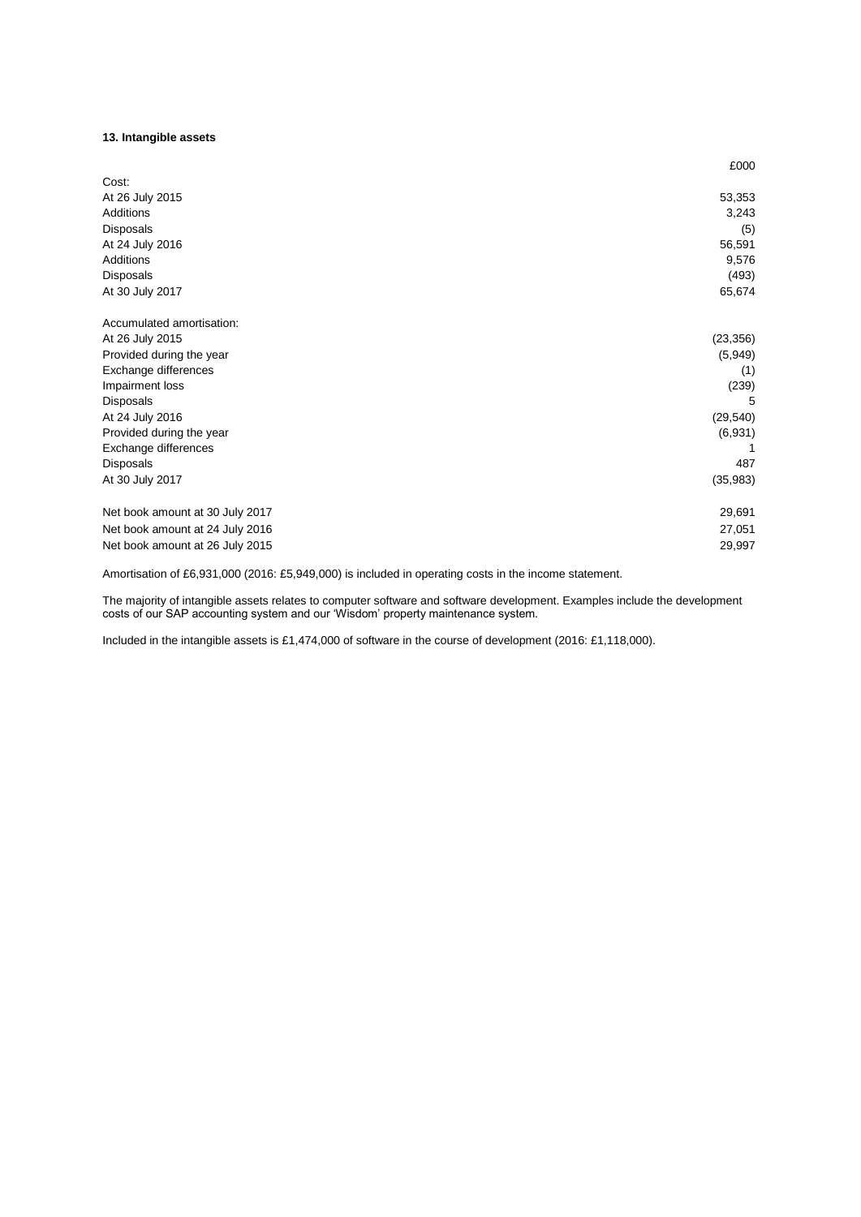### 13. Intangible assets

| | £000 |
|---|---|
| Cost: | |
| At 26 July 2015 | 53,353 |
| Additions | 3,243 |
| Disposals | (5) |
| At 24 July 2016 | 56,591 |
| Additions | 9,576 |
| Disposals | (493) |
| At 30 July 2017 | 65,674 |
| | |
| Accumulated amortisation: | |
| At 26 July 2015 | (23,356) |
| Provided during the year | (5,949) |
| Exchange differences | (1) |
| Impairment loss | (239) |
| Disposals | 5 |
| At 24 July 2016 | (29,540) |
| Provided during the year | (6,931) |
| Exchange differences | 1 |
| Disposals | 487 |
| At 30 July 2017 | (35,983) |
| | |
| Net book amount at 30 July 2017 | 29,691 |
| Net book amount at 24 July 2016 | 27,051 |
| Net book amount at 26 July 2015 | 29,997 |

Amortisation of £6,931,000 (2016: £5,949,000) is included in operating costs in the income statement.

The majority of intangible assets relates to computer software and software development. Examples include the development costs of our SAP accounting system and our 'Wisdom' property maintenance system.

Included in the intangible assets is £1,474,000 of software in the course of development (2016: £1,118,000).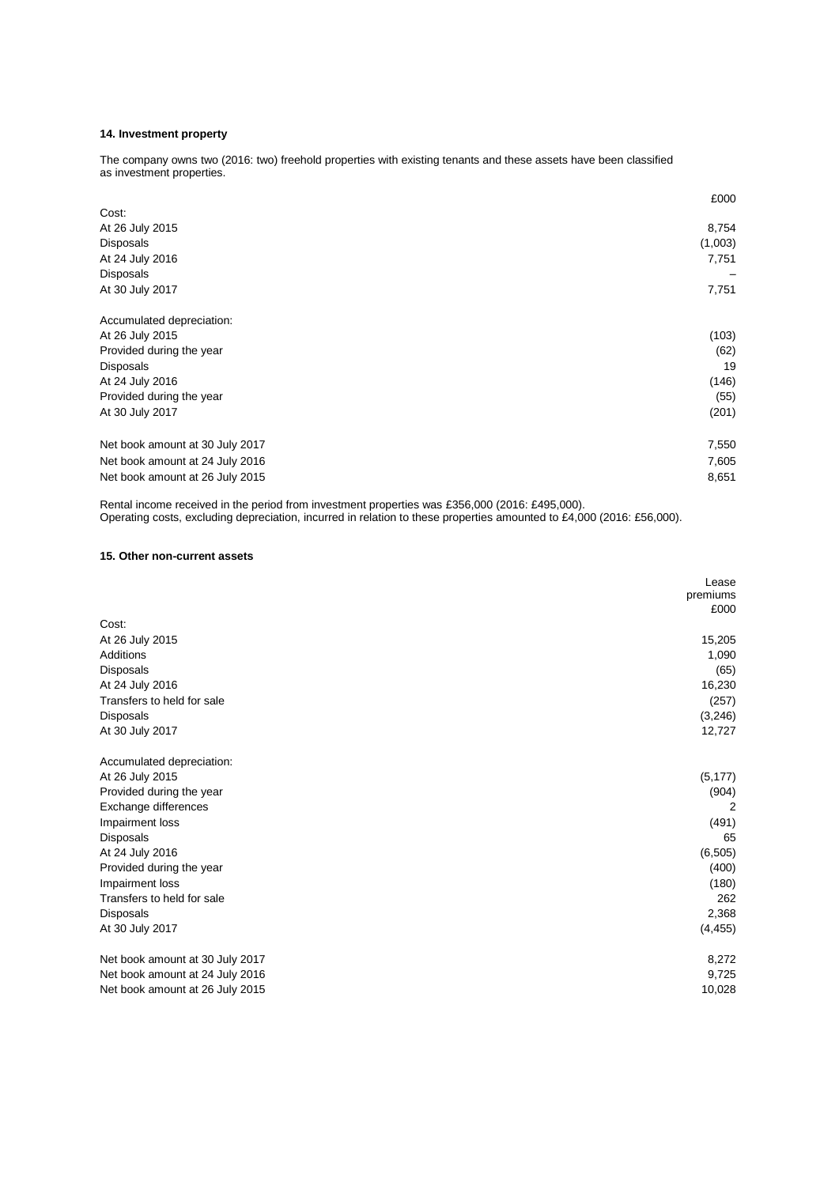#### 14. Investment property

The company owns two (2016: two) freehold properties with existing tenants and these assets have been classified as investment properties.

| | £000 |
|---|---|
| Cost: | |
| At 26 July 2015 | 8,754 |
| Disposals | (1,003) |
| At 24 July 2016 | 7,751 |
| Disposals | – |
| At 30 July 2017 | 7,751 |
| | |
| Accumulated depreciation: | |
| At 26 July 2015 | (103) |
| Provided during the year | (62) |
| Disposals | 19 |
| At 24 July 2016 | (146) |
| Provided during the year | (55) |
| At 30 July 2017 | (201) |
| | |
| Net book amount at 30 July 2017 | 7,550 |
| Net book amount at 24 July 2016 | 7,605 |
| Net book amount at 26 July 2015 | 8,651 |

Rental income received in the period from investment properties was £356,000 (2016: £495,000).
Operating costs, excluding depreciation, incurred in relation to these properties amounted to £4,000 (2016: £56,000).

#### 15. Other non-current assets

| | Lease premiums £000 |
|---|---|
| Cost: | |
| At 26 July 2015 | 15,205 |
| Additions | 1,090 |
| Disposals | (65) |
| At 24 July 2016 | 16,230 |
| Transfers to held for sale | (257) |
| Disposals | (3,246) |
| At 30 July 2017 | 12,727 |
| | |
| Accumulated depreciation: | |
| At 26 July 2015 | (5,177) |
| Provided during the year | (904) |
| Exchange differences | 2 |
| Impairment loss | (491) |
| Disposals | 65 |
| At 24 July 2016 | (6,505) |
| Provided during the year | (400) |
| Impairment loss | (180) |
| Transfers to held for sale | 262 |
| Disposals | 2,368 |
| At 30 July 2017 | (4,455) |
| | |
| Net book amount at 30 July 2017 | 8,272 |
| Net book amount at 24 July 2016 | 9,725 |
| Net book amount at 26 July 2015 | 10,028 |